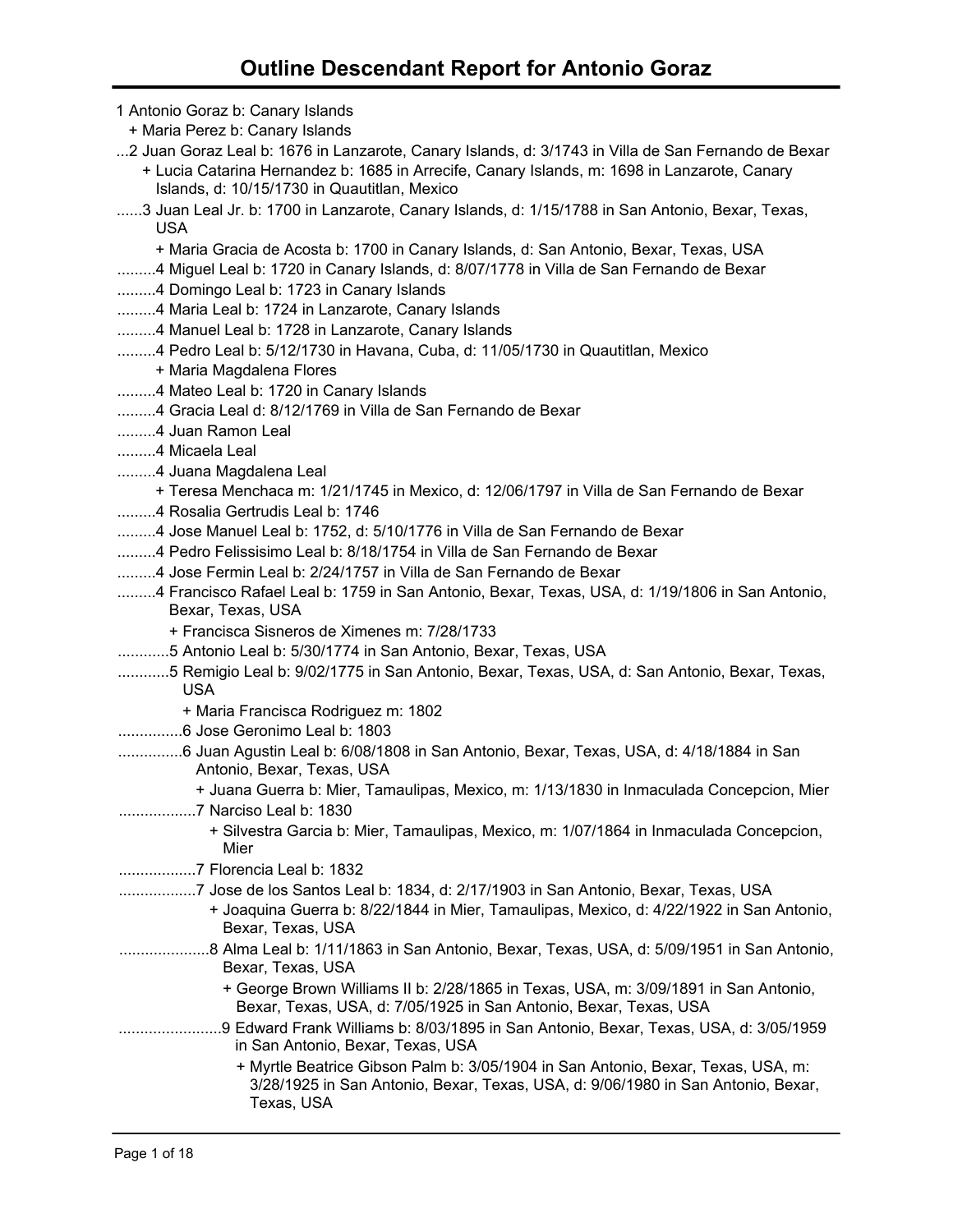# Outline Descendant Report for Antonio Goraz

1 Antonio Goraz b: Canary Islands
+ Maria Perez b: Canary Islands
...2 Juan Goraz Leal b: 1676 in Lanzarote, Canary Islands, d: 3/1743 in Villa de San Fernando de Bexar
+ Lucia Catarina Hernandez b: 1685 in Arrecife, Canary Islands, m: 1698 in Lanzarote, Canary Islands, d: 10/15/1730 in Quautitlan, Mexico
......3 Juan Leal Jr. b: 1700 in Lanzarote, Canary Islands, d: 1/15/1788 in San Antonio, Bexar, Texas, USA
+ Maria Gracia de Acosta b: 1700 in Canary Islands, d: San Antonio, Bexar, Texas, USA
.........4 Miguel Leal b: 1720 in Canary Islands, d: 8/07/1778 in Villa de San Fernando de Bexar
.........4 Domingo Leal b: 1723 in Canary Islands
.........4 Maria Leal b: 1724 in Lanzarote, Canary Islands
.........4 Manuel Leal b: 1728 in Lanzarote, Canary Islands
.........4 Pedro Leal b: 5/12/1730 in Havana, Cuba, d: 11/05/1730 in Quautitlan, Mexico
+ Maria Magdalena Flores
.........4 Mateo Leal b: 1720 in Canary Islands
.........4 Gracia Leal d: 8/12/1769 in Villa de San Fernando de Bexar
.........4 Juan Ramon Leal
.........4 Micaela Leal
.........4 Juana Magdalena Leal
+ Teresa Menchaca m: 1/21/1745 in Mexico, d: 12/06/1797 in Villa de San Fernando de Bexar
.........4 Rosalia Gertrudis Leal b: 1746
.........4 Jose Manuel Leal b: 1752, d: 5/10/1776 in Villa de San Fernando de Bexar
.........4 Pedro Felissisimo Leal b: 8/18/1754 in Villa de San Fernando de Bexar
.........4 Jose Fermin Leal b: 2/24/1757 in Villa de San Fernando de Bexar
.........4 Francisco Rafael Leal b: 1759 in San Antonio, Bexar, Texas, USA, d: 1/19/1806 in San Antonio, Bexar, Texas, USA
+ Francisca Sisneros de Ximenes m: 7/28/1733
............5 Antonio Leal b: 5/30/1774 in San Antonio, Bexar, Texas, USA
............5 Remigio Leal b: 9/02/1775 in San Antonio, Bexar, Texas, USA, d: San Antonio, Bexar, Texas, USA
+ Maria Francisca Rodriguez m: 1802
...............6 Jose Geronimo Leal b: 1803
...............6 Juan Agustin Leal b: 6/08/1808 in San Antonio, Bexar, Texas, USA, d: 4/18/1884 in San Antonio, Bexar, Texas, USA
+ Juana Guerra b: Mier, Tamaulipas, Mexico, m: 1/13/1830 in Inmaculada Concepcion, Mier
..................7 Narciso Leal b: 1830
+ Silvestra Garcia b: Mier, Tamaulipas, Mexico, m: 1/07/1864 in Inmaculada Concepcion, Mier
..................7 Florencia Leal b: 1832
..................7 Jose de los Santos Leal b: 1834, d: 2/17/1903 in San Antonio, Bexar, Texas, USA
+ Joaquina Guerra b: 8/22/1844 in Mier, Tamaulipas, Mexico, d: 4/22/1922 in San Antonio, Bexar, Texas, USA
.....................8 Alma Leal b: 1/11/1863 in San Antonio, Bexar, Texas, USA, d: 5/09/1951 in San Antonio, Bexar, Texas, USA
+ George Brown Williams II b: 2/28/1865 in Texas, USA, m: 3/09/1891 in San Antonio, Bexar, Texas, USA, d: 7/05/1925 in San Antonio, Bexar, Texas, USA
........................9 Edward Frank Williams b: 8/03/1895 in San Antonio, Bexar, Texas, USA, d: 3/05/1959 in San Antonio, Bexar, Texas, USA
+ Myrtle Beatrice Gibson Palm b: 3/05/1904 in San Antonio, Bexar, Texas, USA, m: 3/28/1925 in San Antonio, Bexar, Texas, USA, d: 9/06/1980 in San Antonio, Bexar, Texas, USA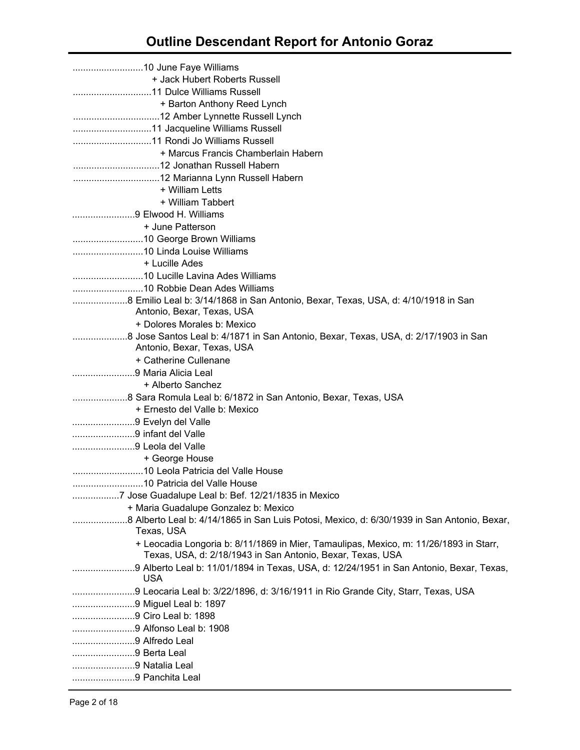# Outline Descendant Report for Antonio Goraz

..........................10 June Faye Williams
 + Jack Hubert Roberts Russell
.............................11 Dulce Williams Russell
 + Barton Anthony Reed Lynch
................................12 Amber Lynnette Russell Lynch
.............................11 Jacqueline Williams Russell
.............................11 Rondi Jo Williams Russell
 + Marcus Francis Chamberlain Habern
................................12 Jonathan Russell Habern
................................12 Marianna Lynn Russell Habern
 + William Letts
 + William Tabbert
.......................9 Elwood H. Williams
 + June Patterson
..........................10 George Brown Williams
..........................10 Linda Louise Williams
 + Lucille Ades
..........................10 Lucille Lavina Ades Williams
..........................10 Robbie Dean Ades Williams
....................8 Emilio Leal b: 3/14/1868 in San Antonio, Bexar, Texas, USA, d: 4/10/1918 in San Antonio, Bexar, Texas, USA
 + Dolores Morales b: Mexico
....................8 Jose Santos Leal b: 4/1871 in San Antonio, Bexar, Texas, USA, d: 2/17/1903 in San Antonio, Bexar, Texas, USA
 + Catherine Cullenane
.......................9 Maria Alicia Leal
 + Alberto Sanchez
....................8 Sara Romula Leal b: 6/1872 in San Antonio, Bexar, Texas, USA
 + Ernesto del Valle b: Mexico
.......................9 Evelyn del Valle
.......................9 infant del Valle
.......................9 Leola del Valle
 + George House
..........................10 Leola Patricia del Valle House
..........................10 Patricia del Valle House
.................7 Jose Guadalupe Leal b: Bef. 12/21/1835 in Mexico
 + Maria Guadalupe Gonzalez b: Mexico
....................8 Alberto Leal b: 4/14/1865 in San Luis Potosi, Mexico, d: 6/30/1939 in San Antonio, Bexar, Texas, USA
 + Leocadia Longoria b: 8/11/1869 in Mier, Tamaulipas, Mexico, m: 11/26/1893 in Starr, Texas, USA, d: 2/18/1943 in San Antonio, Bexar, Texas, USA
.......................9 Alberto Leal b: 11/01/1894 in Texas, USA, d: 12/24/1951 in San Antonio, Bexar, Texas, USA
.......................9 Leocaria Leal b: 3/22/1896, d: 3/16/1911 in Rio Grande City, Starr, Texas, USA
.......................9 Miguel Leal b: 1897
.......................9 Ciro Leal b: 1898
.......................9 Alfonso Leal b: 1908
.......................9 Alfredo Leal
.......................9 Berta Leal
.......................9 Natalia Leal
.......................9 Panchita Leal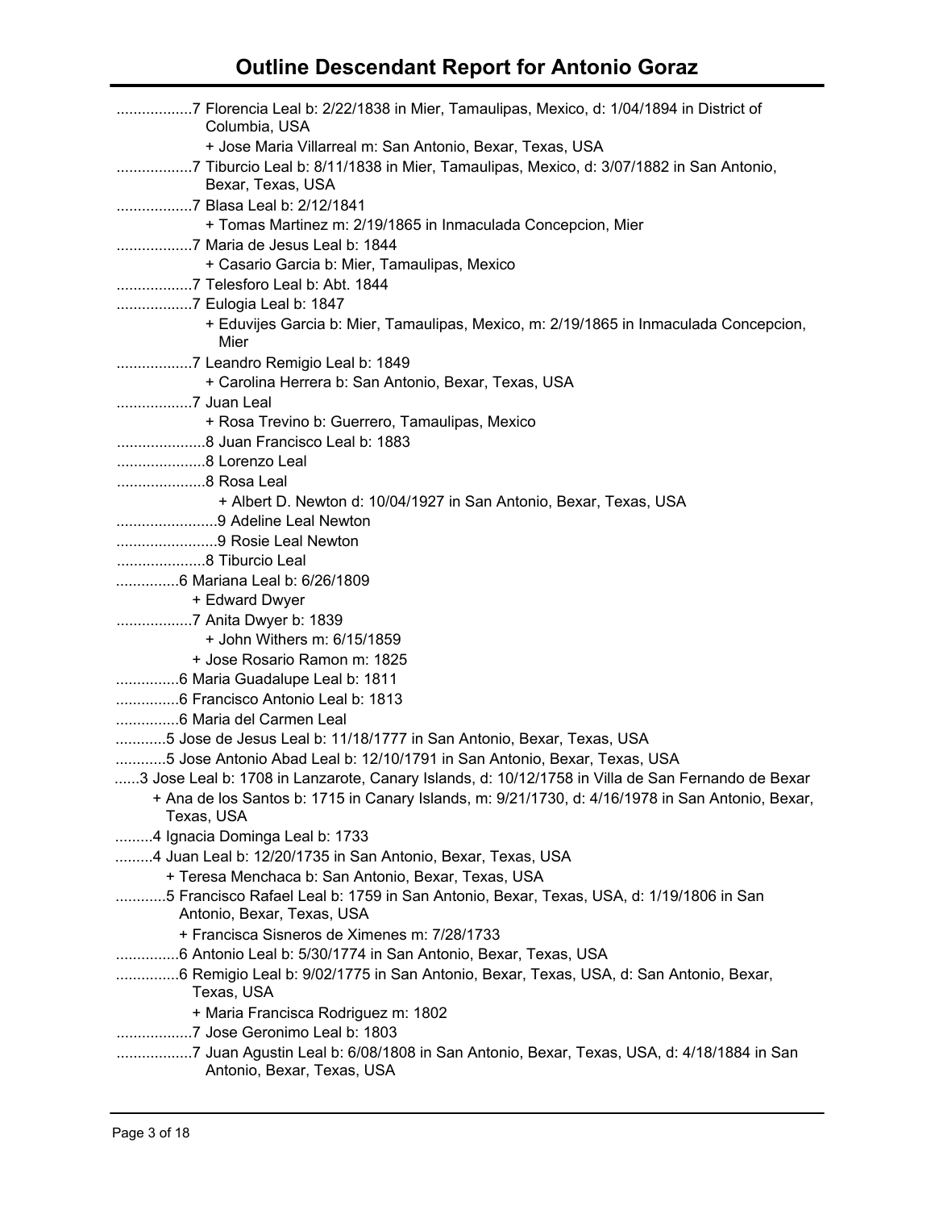# Outline Descendant Report for Antonio Goraz

..................7 Florencia Leal b: 2/22/1838 in Mier, Tamaulipas, Mexico, d: 1/04/1894 in District of Columbia, USA

+ Jose Maria Villarreal m: San Antonio, Bexar, Texas, USA

..................7 Tiburcio Leal b: 8/11/1838 in Mier, Tamaulipas, Mexico, d: 3/07/1882 in San Antonio, Bexar, Texas, USA

..................7 Blasa Leal b: 2/12/1841

+ Tomas Martinez m: 2/19/1865 in Inmaculada Concepcion, Mier

..................7 Maria de Jesus Leal b: 1844

+ Casario Garcia b: Mier, Tamaulipas, Mexico

..................7 Telesforo Leal b: Abt. 1844

..................7 Eulogia Leal b: 1847

+ Eduvijes Garcia b: Mier, Tamaulipas, Mexico, m: 2/19/1865 in Inmaculada Concepcion, Mier

..................7 Leandro Remigio Leal b: 1849

+ Carolina Herrera b: San Antonio, Bexar, Texas, USA

..................7 Juan Leal

+ Rosa Trevino b: Guerrero, Tamaulipas, Mexico

.....................8 Juan Francisco Leal b: 1883

.....................8 Lorenzo Leal

.....................8 Rosa Leal

+ Albert D. Newton d: 10/04/1927 in San Antonio, Bexar, Texas, USA

........................9 Adeline Leal Newton

........................9 Rosie Leal Newton

.....................8 Tiburcio Leal

...............6 Mariana Leal b: 6/26/1809

+ Edward Dwyer

..................7 Anita Dwyer b: 1839

+ John Withers m: 6/15/1859

+ Jose Rosario Ramon m: 1825

...............6 Maria Guadalupe Leal b: 1811

...............6 Francisco Antonio Leal b: 1813

...............6 Maria del Carmen Leal

............5 Jose de Jesus Leal b: 11/18/1777 in San Antonio, Bexar, Texas, USA

............5 Jose Antonio Abad Leal b: 12/10/1791 in San Antonio, Bexar, Texas, USA

......3 Jose Leal b: 1708 in Lanzarote, Canary Islands, d: 10/12/1758 in Villa de San Fernando de Bexar

+ Ana de los Santos b: 1715 in Canary Islands, m: 9/21/1730, d: 4/16/1978 in San Antonio, Bexar, Texas, USA

.........4 Ignacia Dominga Leal b: 1733

.........4 Juan Leal b: 12/20/1735 in San Antonio, Bexar, Texas, USA

+ Teresa Menchaca b: San Antonio, Bexar, Texas, USA

............5 Francisco Rafael Leal b: 1759 in San Antonio, Bexar, Texas, USA, d: 1/19/1806 in San Antonio, Bexar, Texas, USA

+ Francisca Sisneros de Ximenes m: 7/28/1733

...............6 Antonio Leal b: 5/30/1774 in San Antonio, Bexar, Texas, USA

...............6 Remigio Leal b: 9/02/1775 in San Antonio, Bexar, Texas, USA, d: San Antonio, Bexar, Texas, USA

+ Maria Francisca Rodriguez m: 1802

..................7 Jose Geronimo Leal b: 1803

..................7 Juan Agustin Leal b: 6/08/1808 in San Antonio, Bexar, Texas, USA, d: 4/18/1884 in San Antonio, Bexar, Texas, USA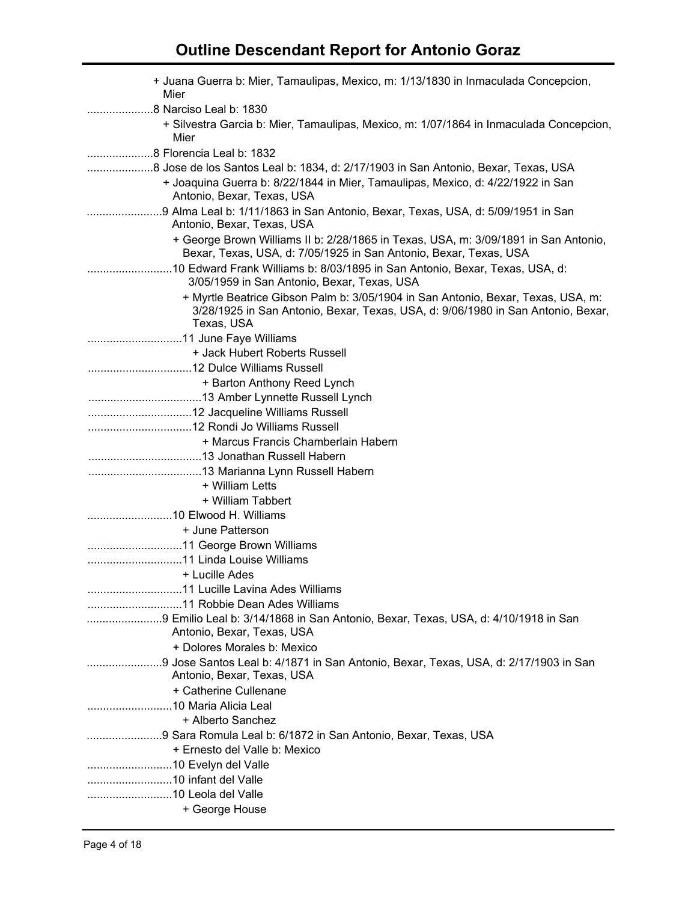+ Juana Guerra b: Mier, Tamaulipas, Mexico, m: 1/13/1830 in Inmaculada Concepcion, Mier

.....................8 Narciso Leal b: 1830

+ Silvestra Garcia b: Mier, Tamaulipas, Mexico, m: 1/07/1864 in Inmaculada Concepcion, Mier

.....................8 Florencia Leal b: 1832

.....................8 Jose de los Santos Leal b: 1834, d: 2/17/1903 in San Antonio, Bexar, Texas, USA

+ Joaquina Guerra b: 8/22/1844 in Mier, Tamaulipas, Mexico, d: 4/22/1922 in San Antonio, Bexar, Texas, USA

........................9 Alma Leal b: 1/11/1863 in San Antonio, Bexar, Texas, USA, d: 5/09/1951 in San Antonio, Bexar, Texas, USA

+ George Brown Williams II b: 2/28/1865 in Texas, USA, m: 3/09/1891 in San Antonio, Bexar, Texas, USA, d: 7/05/1925 in San Antonio, Bexar, Texas, USA

...........................10 Edward Frank Williams b: 8/03/1895 in San Antonio, Bexar, Texas, USA, d: 3/05/1959 in San Antonio, Bexar, Texas, USA

+ Myrtle Beatrice Gibson Palm b: 3/05/1904 in San Antonio, Bexar, Texas, USA, m: 3/28/1925 in San Antonio, Bexar, Texas, USA, d: 9/06/1980 in San Antonio, Bexar, Texas, USA

..............................11 June Faye Williams

+ Jack Hubert Roberts Russell

.................................12 Dulce Williams Russell

+ Barton Anthony Reed Lynch

....................................13 Amber Lynnette Russell Lynch

.................................12 Jacqueline Williams Russell

.................................12 Rondi Jo Williams Russell

+ Marcus Francis Chamberlain Habern

....................................13 Jonathan Russell Habern

....................................13 Marianna Lynn Russell Habern

+ William Letts

+ William Tabbert

...........................10 Elwood H. Williams

+ June Patterson

..............................11 George Brown Williams

..............................11 Linda Louise Williams

+ Lucille Ades

..............................11 Lucille Lavina Ades Williams

..............................11 Robbie Dean Ades Williams

........................9 Emilio Leal b: 3/14/1868 in San Antonio, Bexar, Texas, USA, d: 4/10/1918 in San Antonio, Bexar, Texas, USA

+ Dolores Morales b: Mexico

........................9 Jose Santos Leal b: 4/1871 in San Antonio, Bexar, Texas, USA, d: 2/17/1903 in San Antonio, Bexar, Texas, USA

+ Catherine Cullenane

...........................10 Maria Alicia Leal

+ Alberto Sanchez

........................9 Sara Romula Leal b: 6/1872 in San Antonio, Bexar, Texas, USA

+ Ernesto del Valle b: Mexico

...........................10 Evelyn del Valle

...........................10 infant del Valle

...........................10 Leola del Valle

+ George House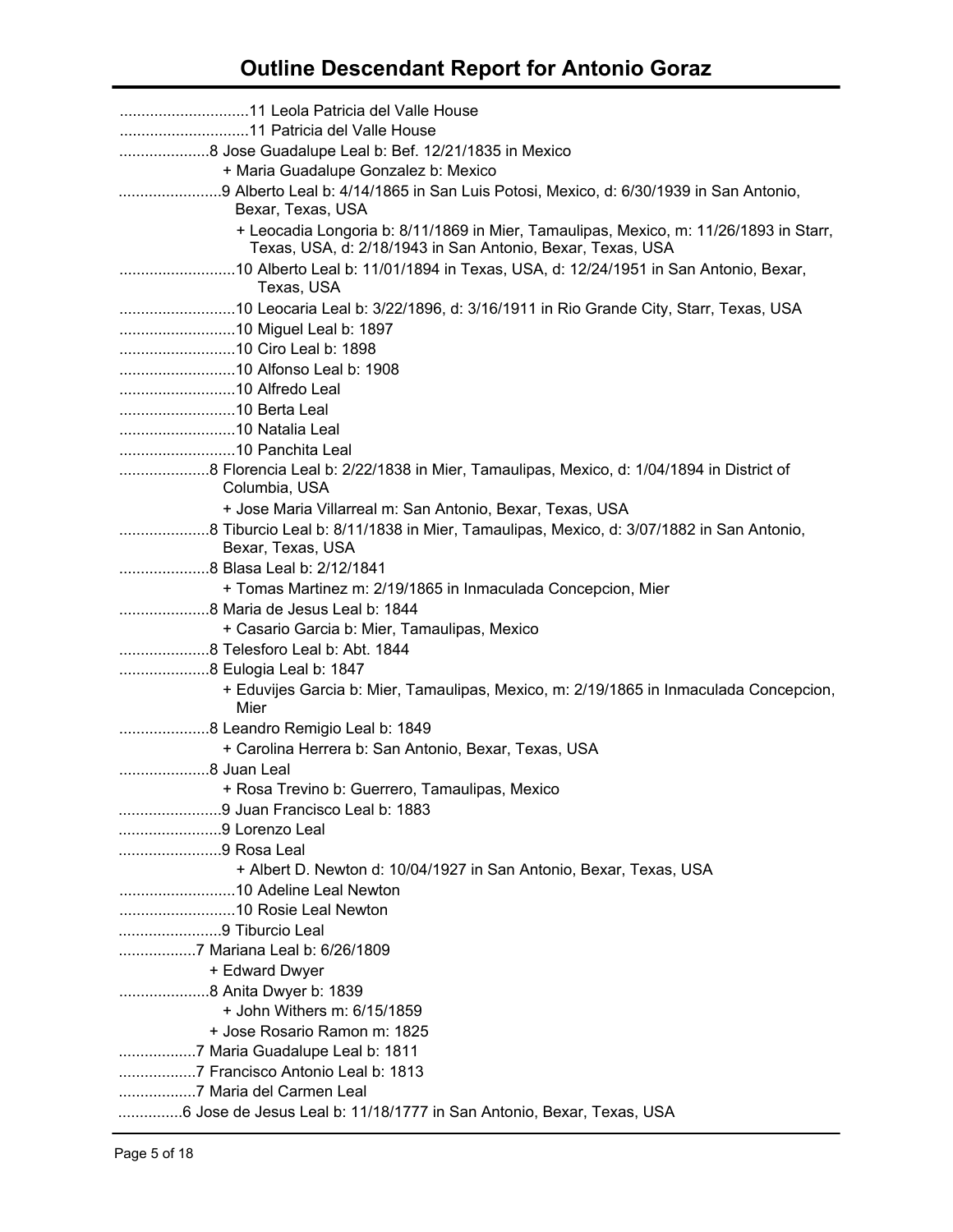# Outline Descendant Report for Antonio Goraz

..............................11 Leola Patricia del Valle House
..............................11 Patricia del Valle House
.....................8 Jose Guadalupe Leal b: Bef. 12/21/1835 in Mexico
+ Maria Guadalupe Gonzalez b: Mexico
........................9 Alberto Leal b: 4/14/1865 in San Luis Potosi, Mexico, d: 6/30/1939 in San Antonio, Bexar, Texas, USA
+ Leocadia Longoria b: 8/11/1869 in Mier, Tamaulipas, Mexico, m: 11/26/1893 in Starr, Texas, USA, d: 2/18/1943 in San Antonio, Bexar, Texas, USA
...........................10 Alberto Leal b: 11/01/1894 in Texas, USA, d: 12/24/1951 in San Antonio, Bexar, Texas, USA
...........................10 Leocaria Leal b: 3/22/1896, d: 3/16/1911 in Rio Grande City, Starr, Texas, USA
...........................10 Miguel Leal b: 1897
...........................10 Ciro Leal b: 1898
...........................10 Alfonso Leal b: 1908
...........................10 Alfredo Leal
...........................10 Berta Leal
...........................10 Natalia Leal
...........................10 Panchita Leal
.....................8 Florencia Leal b: 2/22/1838 in Mier, Tamaulipas, Mexico, d: 1/04/1894 in District of Columbia, USA
+ Jose Maria Villarreal m: San Antonio, Bexar, Texas, USA
.....................8 Tiburcio Leal b: 8/11/1838 in Mier, Tamaulipas, Mexico, d: 3/07/1882 in San Antonio, Bexar, Texas, USA
.....................8 Blasa Leal b: 2/12/1841
+ Tomas Martinez m: 2/19/1865 in Inmaculada Concepcion, Mier
.....................8 Maria de Jesus Leal b: 1844
+ Casario Garcia b: Mier, Tamaulipas, Mexico
.....................8 Telesforo Leal b: Abt. 1844
.....................8 Eulogia Leal b: 1847
+ Eduvijes Garcia b: Mier, Tamaulipas, Mexico, m: 2/19/1865 in Inmaculada Concepcion, Mier
.....................8 Leandro Remigio Leal b: 1849
+ Carolina Herrera b: San Antonio, Bexar, Texas, USA
.....................8 Juan Leal
+ Rosa Trevino b: Guerrero, Tamaulipas, Mexico
........................9 Juan Francisco Leal b: 1883
........................9 Lorenzo Leal
........................9 Rosa Leal
+ Albert D. Newton d: 10/04/1927 in San Antonio, Bexar, Texas, USA
...........................10 Adeline Leal Newton
...........................10 Rosie Leal Newton
........................9 Tiburcio Leal
..................7 Mariana Leal b: 6/26/1809
+ Edward Dwyer
.....................8 Anita Dwyer b: 1839
+ John Withers m: 6/15/1859
+ Jose Rosario Ramon m: 1825
..................7 Maria Guadalupe Leal b: 1811
..................7 Francisco Antonio Leal b: 1813
..................7 Maria del Carmen Leal
...............6 Jose de Jesus Leal b: 11/18/1777 in San Antonio, Bexar, Texas, USA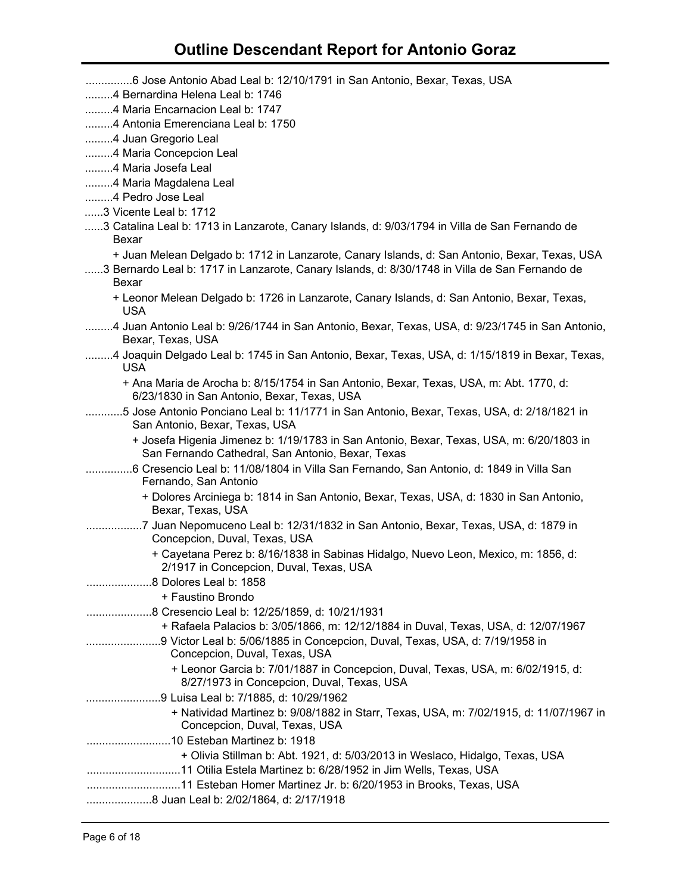# Outline Descendant Report for Antonio Goraz

...............6 Jose Antonio Abad Leal b: 12/10/1791 in San Antonio, Bexar, Texas, USA
.........4 Bernardina Helena Leal b: 1746
.........4 Maria Encarnacion Leal b: 1747
.........4 Antonia Emerenciana Leal b: 1750
.........4 Juan Gregorio Leal
.........4 Maria Concepcion Leal
.........4 Maria Josefa Leal
.........4 Maria Magdalena Leal
.........4 Pedro Jose Leal
......3 Vicente Leal b: 1712
......3 Catalina Leal b: 1713 in Lanzarote, Canary Islands, d: 9/03/1794 in Villa de San Fernando de Bexar
+ Juan Melean Delgado b: 1712 in Lanzarote, Canary Islands, d: San Antonio, Bexar, Texas, USA
......3 Bernardo Leal b: 1717 in Lanzarote, Canary Islands, d: 8/30/1748 in Villa de San Fernando de Bexar
+ Leonor Melean Delgado b: 1726 in Lanzarote, Canary Islands, d: San Antonio, Bexar, Texas, USA
.........4 Juan Antonio Leal b: 9/26/1744 in San Antonio, Bexar, Texas, USA, d: 9/23/1745 in San Antonio, Bexar, Texas, USA
.........4 Joaquin Delgado Leal b: 1745 in San Antonio, Bexar, Texas, USA, d: 1/15/1819 in Bexar, Texas, USA
+ Ana Maria de Arocha b: 8/15/1754 in San Antonio, Bexar, Texas, USA, m: Abt. 1770, d: 6/23/1830 in San Antonio, Bexar, Texas, USA
............5 Jose Antonio Ponciano Leal b: 11/1771 in San Antonio, Bexar, Texas, USA, d: 2/18/1821 in San Antonio, Bexar, Texas, USA
+ Josefa Higenia Jimenez b: 1/19/1783 in San Antonio, Bexar, Texas, USA, m: 6/20/1803 in San Fernando Cathedral, San Antonio, Bexar, Texas
...............6 Cresencio Leal b: 11/08/1804 in Villa San Fernando, San Antonio, d: 1849 in Villa San Fernando, San Antonio
+ Dolores Arciniega b: 1814 in San Antonio, Bexar, Texas, USA, d: 1830 in San Antonio, Bexar, Texas, USA
..................7 Juan Nepomuceno Leal b: 12/31/1832 in San Antonio, Bexar, Texas, USA, d: 1879 in Concepcion, Duval, Texas, USA
+ Cayetana Perez b: 8/16/1838 in Sabinas Hidalgo, Nuevo Leon, Mexico, m: 1856, d: 2/1917 in Concepcion, Duval, Texas, USA
.....................8 Dolores Leal b: 1858
+ Faustino Brondo
.....................8 Cresencio Leal b: 12/25/1859, d: 10/21/1931
+ Rafaela Palacios b: 3/05/1866, m: 12/12/1884 in Duval, Texas, USA, d: 12/07/1967
........................9 Victor Leal b: 5/06/1885 in Concepcion, Duval, Texas, USA, d: 7/19/1958 in Concepcion, Duval, Texas, USA
+ Leonor Garcia b: 7/01/1887 in Concepcion, Duval, Texas, USA, m: 6/02/1915, d: 8/27/1973 in Concepcion, Duval, Texas, USA
........................9 Luisa Leal b: 7/1885, d: 10/29/1962
+ Natividad Martinez b: 9/08/1882 in Starr, Texas, USA, m: 7/02/1915, d: 11/07/1967 in Concepcion, Duval, Texas, USA
...........................10 Esteban Martinez b: 1918
+ Olivia Stillman b: Abt. 1921, d: 5/03/2013 in Weslaco, Hidalgo, Texas, USA
..............................11 Otilia Estela Martinez b: 6/28/1952 in Jim Wells, Texas, USA
..............................11 Esteban Homer Martinez Jr. b: 6/20/1953 in Brooks, Texas, USA
.....................8 Juan Leal b: 2/02/1864, d: 2/17/1918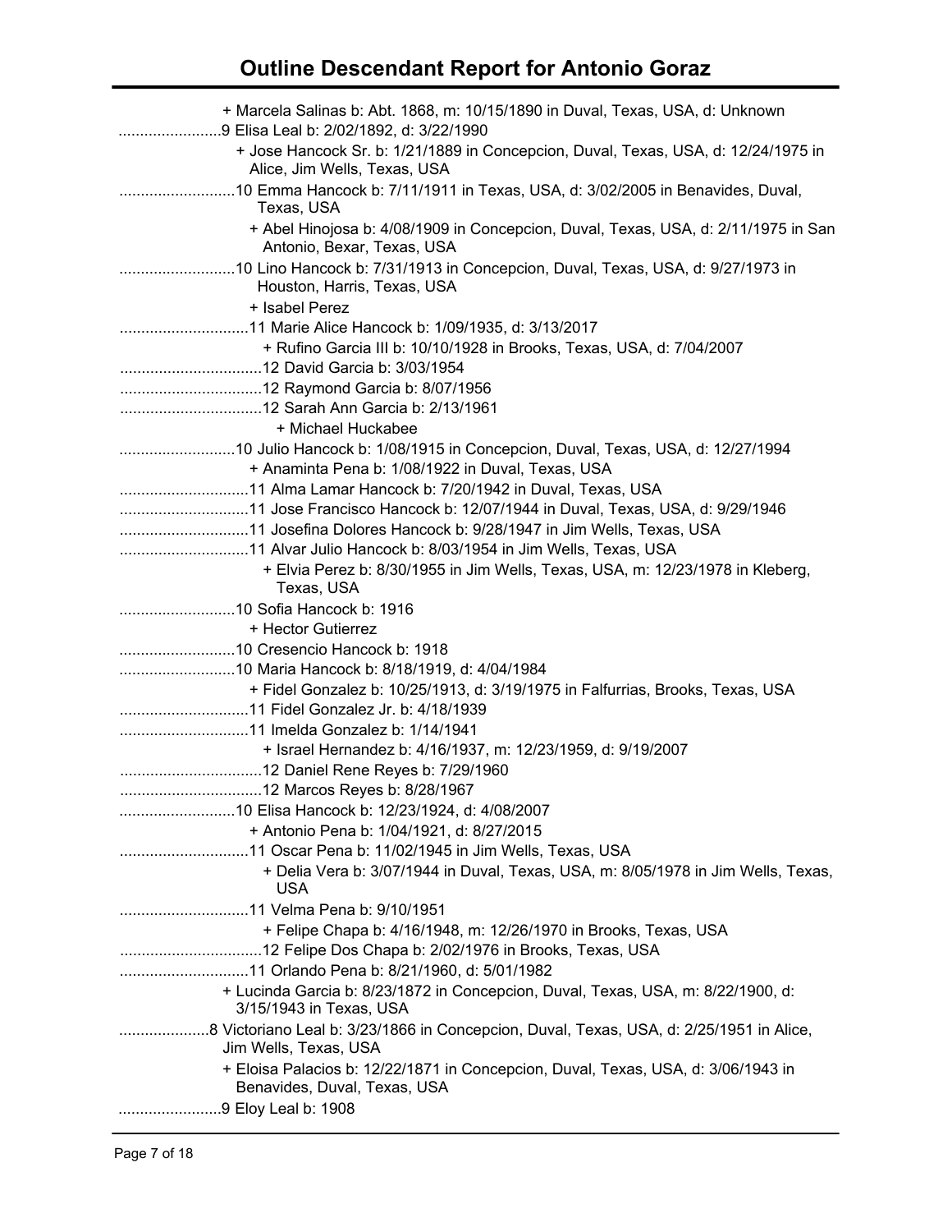# Outline Descendant Report for Antonio Goraz

+ Marcela Salinas b: Abt. 1868, m: 10/15/1890 in Duval, Texas, USA, d: Unknown

........................9 Elisa Leal b: 2/02/1892, d: 3/22/1990

+ Jose Hancock Sr. b: 1/21/1889 in Concepcion, Duval, Texas, USA, d: 12/24/1975 in Alice, Jim Wells, Texas, USA

...........................10 Emma Hancock b: 7/11/1911 in Texas, USA, d: 3/02/2005 in Benavides, Duval, Texas, USA

+ Abel Hinojosa b: 4/08/1909 in Concepcion, Duval, Texas, USA, d: 2/11/1975 in San Antonio, Bexar, Texas, USA

...........................10 Lino Hancock b: 7/31/1913 in Concepcion, Duval, Texas, USA, d: 9/27/1973 in Houston, Harris, Texas, USA

+ Isabel Perez

..............................11 Marie Alice Hancock b: 1/09/1935, d: 3/13/2017

+ Rufino Garcia III b: 10/10/1928 in Brooks, Texas, USA, d: 7/04/2007

.................................12 David Garcia b: 3/03/1954

.................................12 Raymond Garcia b: 8/07/1956

.................................12 Sarah Ann Garcia b: 2/13/1961

+ Michael Huckabee

...........................10 Julio Hancock b: 1/08/1915 in Concepcion, Duval, Texas, USA, d: 12/27/1994

+ Anaminta Pena b: 1/08/1922 in Duval, Texas, USA

..............................11 Alma Lamar Hancock b: 7/20/1942 in Duval, Texas, USA

..............................11 Jose Francisco Hancock b: 12/07/1944 in Duval, Texas, USA, d: 9/29/1946

..............................11 Josefina Dolores Hancock b: 9/28/1947 in Jim Wells, Texas, USA

..............................11 Alvar Julio Hancock b: 8/03/1954 in Jim Wells, Texas, USA

+ Elvia Perez b: 8/30/1955 in Jim Wells, Texas, USA, m: 12/23/1978 in Kleberg, Texas, USA

...........................10 Sofia Hancock b: 1916

+ Hector Gutierrez

...........................10 Cresencio Hancock b: 1918

...........................10 Maria Hancock b: 8/18/1919, d: 4/04/1984

+ Fidel Gonzalez b: 10/25/1913, d: 3/19/1975 in Falfurrias, Brooks, Texas, USA

..............................11 Fidel Gonzalez Jr. b: 4/18/1939

..............................11 Imelda Gonzalez b: 1/14/1941

+ Israel Hernandez b: 4/16/1937, m: 12/23/1959, d: 9/19/2007

.................................12 Daniel Rene Reyes b: 7/29/1960

.................................12 Marcos Reyes b: 8/28/1967

...........................10 Elisa Hancock b: 12/23/1924, d: 4/08/2007

+ Antonio Pena b: 1/04/1921, d: 8/27/2015

..............................11 Oscar Pena b: 11/02/1945 in Jim Wells, Texas, USA

+ Delia Vera b: 3/07/1944 in Duval, Texas, USA, m: 8/05/1978 in Jim Wells, Texas, USA

..............................11 Velma Pena b: 9/10/1951

+ Felipe Chapa b: 4/16/1948, m: 12/26/1970 in Brooks, Texas, USA

.................................12 Felipe Dos Chapa b: 2/02/1976 in Brooks, Texas, USA

..............................11 Orlando Pena b: 8/21/1960, d: 5/01/1982

+ Lucinda Garcia b: 8/23/1872 in Concepcion, Duval, Texas, USA, m: 8/22/1900, d: 3/15/1943 in Texas, USA

.....................8 Victoriano Leal b: 3/23/1866 in Concepcion, Duval, Texas, USA, d: 2/25/1951 in Alice, Jim Wells, Texas, USA

+ Eloisa Palacios b: 12/22/1871 in Concepcion, Duval, Texas, USA, d: 3/06/1943 in Benavides, Duval, Texas, USA

........................9 Eloy Leal b: 1908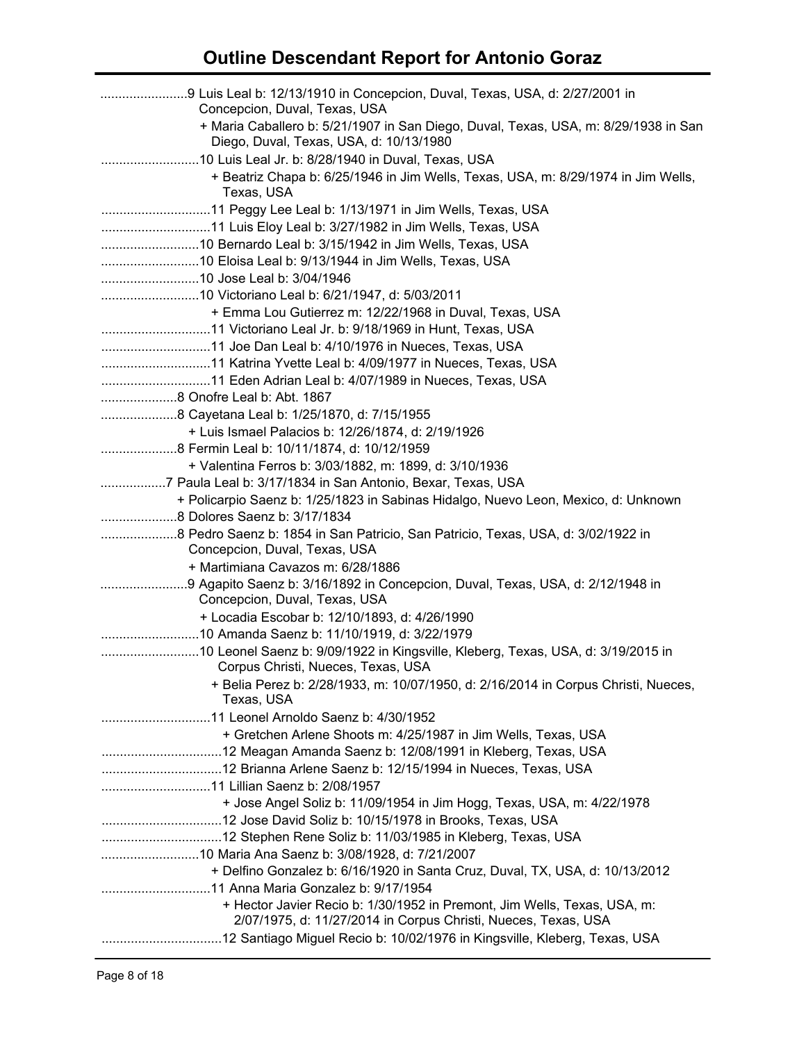# Outline Descendant Report for Antonio Goraz

........................9 Luis Leal b: 12/13/1910 in Concepcion, Duval, Texas, USA, d: 2/27/2001 in Concepcion, Duval, Texas, USA

+ Maria Caballero b: 5/21/1907 in San Diego, Duval, Texas, USA, m: 8/29/1938 in San Diego, Duval, Texas, USA, d: 10/13/1980

...........................10 Luis Leal Jr. b: 8/28/1940 in Duval, Texas, USA

+ Beatriz Chapa b: 6/25/1946 in Jim Wells, Texas, USA, m: 8/29/1974 in Jim Wells, Texas, USA

..............................11 Peggy Lee Leal b: 1/13/1971 in Jim Wells, Texas, USA

..............................11 Luis Eloy Leal b: 3/27/1982 in Jim Wells, Texas, USA

...........................10 Bernardo Leal b: 3/15/1942 in Jim Wells, Texas, USA

...........................10 Eloisa Leal b: 9/13/1944 in Jim Wells, Texas, USA

...........................10 Jose Leal b: 3/04/1946

...........................10 Victoriano Leal b: 6/21/1947, d: 5/03/2011

+ Emma Lou Gutierrez m: 12/22/1968 in Duval, Texas, USA

..............................11 Victoriano Leal Jr. b: 9/18/1969 in Hunt, Texas, USA

..............................11 Joe Dan Leal b: 4/10/1976 in Nueces, Texas, USA

..............................11 Katrina Yvette Leal b: 4/09/1977 in Nueces, Texas, USA

..............................11 Eden Adrian Leal b: 4/07/1989 in Nueces, Texas, USA

.....................8 Onofre Leal b: Abt. 1867

.....................8 Cayetana Leal b: 1/25/1870, d: 7/15/1955

+ Luis Ismael Palacios b: 12/26/1874, d: 2/19/1926

.....................8 Fermin Leal b: 10/11/1874, d: 10/12/1959

+ Valentina Ferros b: 3/03/1882, m: 1899, d: 3/10/1936

..................7 Paula Leal b: 3/17/1834 in San Antonio, Bexar, Texas, USA

+ Policarpio Saenz b: 1/25/1823 in Sabinas Hidalgo, Nuevo Leon, Mexico, d: Unknown

.....................8 Dolores Saenz b: 3/17/1834

.....................8 Pedro Saenz b: 1854 in San Patricio, San Patricio, Texas, USA, d: 3/02/1922 in Concepcion, Duval, Texas, USA

+ Martimiana Cavazos m: 6/28/1886

........................9 Agapito Saenz b: 3/16/1892 in Concepcion, Duval, Texas, USA, d: 2/12/1948 in Concepcion, Duval, Texas, USA

+ Locadia Escobar b: 12/10/1893, d: 4/26/1990

...........................10 Amanda Saenz b: 11/10/1919, d: 3/22/1979

...........................10 Leonel Saenz b: 9/09/1922 in Kingsville, Kleberg, Texas, USA, d: 3/19/2015 in Corpus Christi, Nueces, Texas, USA

+ Belia Perez b: 2/28/1933, m: 10/07/1950, d: 2/16/2014 in Corpus Christi, Nueces, Texas, USA

..............................11 Leonel Arnoldo Saenz b: 4/30/1952

+ Gretchen Arlene Shoots m: 4/25/1987 in Jim Wells, Texas, USA

.................................12 Meagan Amanda Saenz b: 12/08/1991 in Kleberg, Texas, USA

.................................12 Brianna Arlene Saenz b: 12/15/1994 in Nueces, Texas, USA

..............................11 Lillian Saenz b: 2/08/1957

+ Jose Angel Soliz b: 11/09/1954 in Jim Hogg, Texas, USA, m: 4/22/1978

.................................12 Jose David Soliz b: 10/15/1978 in Brooks, Texas, USA

.................................12 Stephen Rene Soliz b: 11/03/1985 in Kleberg, Texas, USA

...........................10 Maria Ana Saenz b: 3/08/1928, d: 7/21/2007

+ Delfino Gonzalez b: 6/16/1920 in Santa Cruz, Duval, TX, USA, d: 10/13/2012

..............................11 Anna Maria Gonzalez b: 9/17/1954

+ Hector Javier Recio b: 1/30/1952 in Premont, Jim Wells, Texas, USA, m: 2/07/1975, d: 11/27/2014 in Corpus Christi, Nueces, Texas, USA

.................................12 Santiago Miguel Recio b: 10/02/1976 in Kingsville, Kleberg, Texas, USA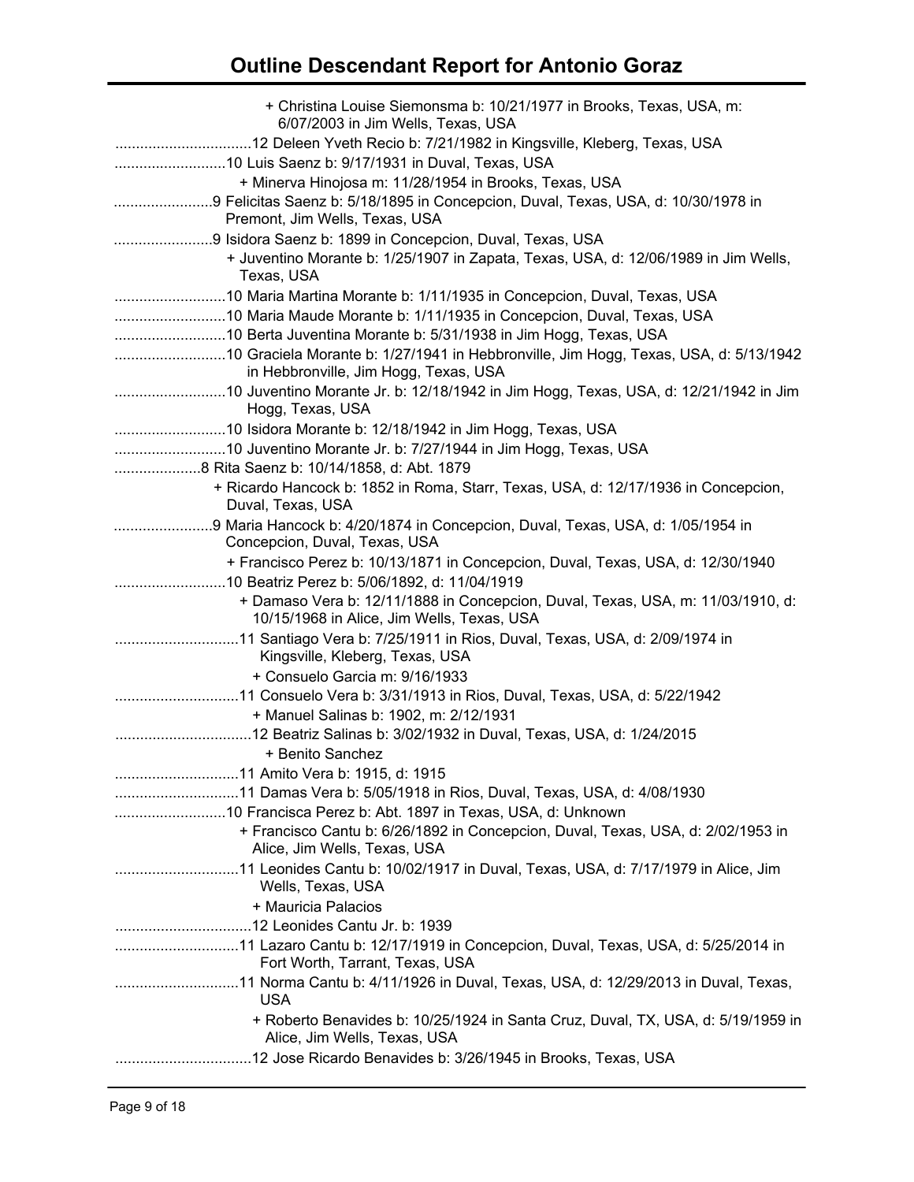# Outline Descendant Report for Antonio Goraz

+ Christina Louise Siemonsma b: 10/21/1977 in Brooks, Texas, USA, m: 6/07/2003 in Jim Wells, Texas, USA

.................................12 Deleen Yveth Recio b: 7/21/1982 in Kingsville, Kleberg, Texas, USA

...........................10 Luis Saenz b: 9/17/1931 in Duval, Texas, USA

+ Minerva Hinojosa m: 11/28/1954 in Brooks, Texas, USA

........................9 Felicitas Saenz b: 5/18/1895 in Concepcion, Duval, Texas, USA, d: 10/30/1978 in Premont, Jim Wells, Texas, USA

........................9 Isidora Saenz b: 1899 in Concepcion, Duval, Texas, USA

+ Juventino Morante b: 1/25/1907 in Zapata, Texas, USA, d: 12/06/1989 in Jim Wells, Texas, USA

...........................10 Maria Martina Morante b: 1/11/1935 in Concepcion, Duval, Texas, USA

...........................10 Maria Maude Morante b: 1/11/1935 in Concepcion, Duval, Texas, USA

...........................10 Berta Juventina Morante b: 5/31/1938 in Jim Hogg, Texas, USA

...........................10 Graciela Morante b: 1/27/1941 in Hebbronville, Jim Hogg, Texas, USA, d: 5/13/1942 in Hebbronville, Jim Hogg, Texas, USA

...........................10 Juventino Morante Jr. b: 12/18/1942 in Jim Hogg, Texas, USA, d: 12/21/1942 in Jim Hogg, Texas, USA

...........................10 Isidora Morante b: 12/18/1942 in Jim Hogg, Texas, USA

...........................10 Juventino Morante Jr. b: 7/27/1944 in Jim Hogg, Texas, USA

.....................8 Rita Saenz b: 10/14/1858, d: Abt. 1879

+ Ricardo Hancock b: 1852 in Roma, Starr, Texas, USA, d: 12/17/1936 in Concepcion, Duval, Texas, USA

........................9 Maria Hancock b: 4/20/1874 in Concepcion, Duval, Texas, USA, d: 1/05/1954 in Concepcion, Duval, Texas, USA

+ Francisco Perez b: 10/13/1871 in Concepcion, Duval, Texas, USA, d: 12/30/1940

...........................10 Beatriz Perez b: 5/06/1892, d: 11/04/1919

+ Damaso Vera b: 12/11/1888 in Concepcion, Duval, Texas, USA, m: 11/03/1910, d: 10/15/1968 in Alice, Jim Wells, Texas, USA

..............................11 Santiago Vera b: 7/25/1911 in Rios, Duval, Texas, USA, d: 2/09/1974 in Kingsville, Kleberg, Texas, USA

+ Consuelo Garcia m: 9/16/1933

..............................11 Consuelo Vera b: 3/31/1913 in Rios, Duval, Texas, USA, d: 5/22/1942

+ Manuel Salinas b: 1902, m: 2/12/1931

.................................12 Beatriz Salinas b: 3/02/1932 in Duval, Texas, USA, d: 1/24/2015

+ Benito Sanchez

..............................11 Amito Vera b: 1915, d: 1915

..............................11 Damas Vera b: 5/05/1918 in Rios, Duval, Texas, USA, d: 4/08/1930

...........................10 Francisca Perez b: Abt. 1897 in Texas, USA, d: Unknown

+ Francisco Cantu b: 6/26/1892 in Concepcion, Duval, Texas, USA, d: 2/02/1953 in Alice, Jim Wells, Texas, USA

..............................11 Leonides Cantu b: 10/02/1917 in Duval, Texas, USA, d: 7/17/1979 in Alice, Jim Wells, Texas, USA

+ Mauricia Palacios

.................................12 Leonides Cantu Jr. b: 1939

..............................11 Lazaro Cantu b: 12/17/1919 in Concepcion, Duval, Texas, USA, d: 5/25/2014 in Fort Worth, Tarrant, Texas, USA

..............................11 Norma Cantu b: 4/11/1926 in Duval, Texas, USA, d: 12/29/2013 in Duval, Texas, USA

+ Roberto Benavides b: 10/25/1924 in Santa Cruz, Duval, TX, USA, d: 5/19/1959 in Alice, Jim Wells, Texas, USA

.................................12 Jose Ricardo Benavides b: 3/26/1945 in Brooks, Texas, USA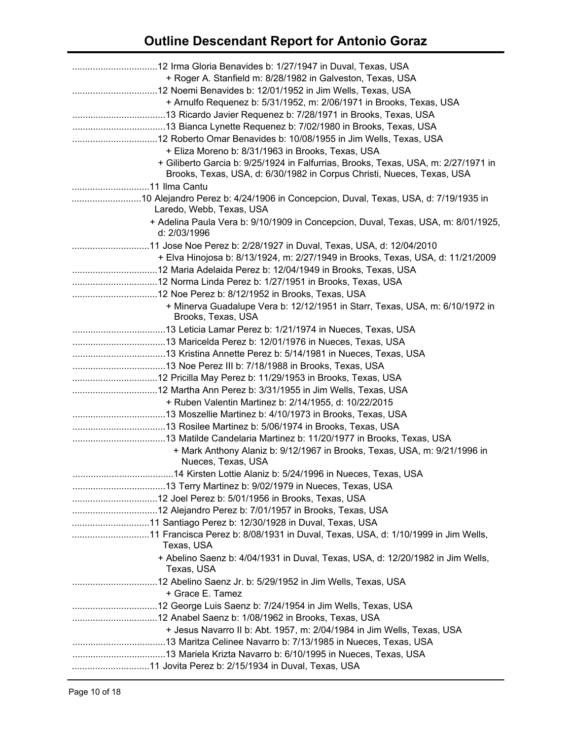# Outline Descendant Report for Antonio Goraz

.................................12 Irma Gloria Benavides b: 1/27/1947 in Duval, Texas, USA
 + Roger A. Stanfield m: 8/28/1982 in Galveston, Texas, USA
.................................12 Noemi Benavides b: 12/01/1952 in Jim Wells, Texas, USA
 + Arnulfo Requenez b: 5/31/1952, m: 2/06/1971 in Brooks, Texas, USA
....................................13 Ricardo Javier Requenez b: 7/28/1971 in Brooks, Texas, USA
....................................13 Bianca Lynette Requenez b: 7/02/1980 in Brooks, Texas, USA
.................................12 Roberto Omar Benavides b: 10/08/1955 in Jim Wells, Texas, USA
 + Eliza Moreno b: 8/31/1963 in Brooks, Texas, USA
 + Giliberto Garcia b: 9/25/1924 in Falfurrias, Brooks, Texas, USA, m: 2/27/1971 in Brooks, Texas, USA, d: 6/30/1982 in Corpus Christi, Nueces, Texas, USA
..............................11 Ilma Cantu
...........................10 Alejandro Perez b: 4/24/1906 in Concepcion, Duval, Texas, USA, d: 7/19/1935 in Laredo, Webb, Texas, USA
 + Adelina Paula Vera b: 9/10/1909 in Concepcion, Duval, Texas, USA, m: 8/01/1925, d: 2/03/1996
..............................11 Jose Noe Perez b: 2/28/1927 in Duval, Texas, USA, d: 12/04/2010
 + Elva Hinojosa b: 8/13/1924, m: 2/27/1949 in Brooks, Texas, USA, d: 11/21/2009
.................................12 Maria Adelaida Perez b: 12/04/1949 in Brooks, Texas, USA
.................................12 Norma Linda Perez b: 1/27/1951 in Brooks, Texas, USA
.................................12 Noe Perez b: 8/12/1952 in Brooks, Texas, USA
 + Minerva Guadalupe Vera b: 12/12/1951 in Starr, Texas, USA, m: 6/10/1972 in Brooks, Texas, USA
....................................13 Leticia Lamar Perez b: 1/21/1974 in Nueces, Texas, USA
....................................13 Maricelda Perez b: 12/01/1976 in Nueces, Texas, USA
....................................13 Kristina Annette Perez b: 5/14/1981 in Nueces, Texas, USA
....................................13 Noe Perez III b: 7/18/1988 in Brooks, Texas, USA
.................................12 Pricilla May Perez b: 11/29/1953 in Brooks, Texas, USA
.................................12 Martha Ann Perez b: 3/31/1955 in Jim Wells, Texas, USA
 + Ruben Valentin Martinez b: 2/14/1955, d: 10/22/2015
....................................13 Moszellie Martinez b: 4/10/1973 in Brooks, Texas, USA
....................................13 Rosilee Martinez b: 5/06/1974 in Brooks, Texas, USA
....................................13 Matilde Candelaria Martinez b: 11/20/1977 in Brooks, Texas, USA
 + Mark Anthony Alaniz b: 9/12/1967 in Brooks, Texas, USA, m: 9/21/1996 in Nueces, Texas, USA
.......................................14 Kirsten Lottie Alaniz b: 5/24/1996 in Nueces, Texas, USA
....................................13 Terry Martinez b: 9/02/1979 in Nueces, Texas, USA
.................................12 Joel Perez b: 5/01/1956 in Brooks, Texas, USA
.................................12 Alejandro Perez b: 7/01/1957 in Brooks, Texas, USA
..............................11 Santiago Perez b: 12/30/1928 in Duval, Texas, USA
..............................11 Francisca Perez b: 8/08/1931 in Duval, Texas, USA, d: 1/10/1999 in Jim Wells, Texas, USA
 + Abelino Saenz b: 4/04/1931 in Duval, Texas, USA, d: 12/20/1982 in Jim Wells, Texas, USA
.................................12 Abelino Saenz Jr. b: 5/29/1952 in Jim Wells, Texas, USA
 + Grace E. Tamez
.................................12 George Luis Saenz b: 7/24/1954 in Jim Wells, Texas, USA
.................................12 Anabel Saenz b: 1/08/1962 in Brooks, Texas, USA
 + Jesus Navarro II b: Abt. 1957, m: 2/04/1984 in Jim Wells, Texas, USA
....................................13 Maritza Celinee Navarro b: 7/13/1985 in Nueces, Texas, USA
....................................13 Mariela Krizta Navarro b: 6/10/1995 in Nueces, Texas, USA
..............................11 Jovita Perez b: 2/15/1934 in Duval, Texas, USA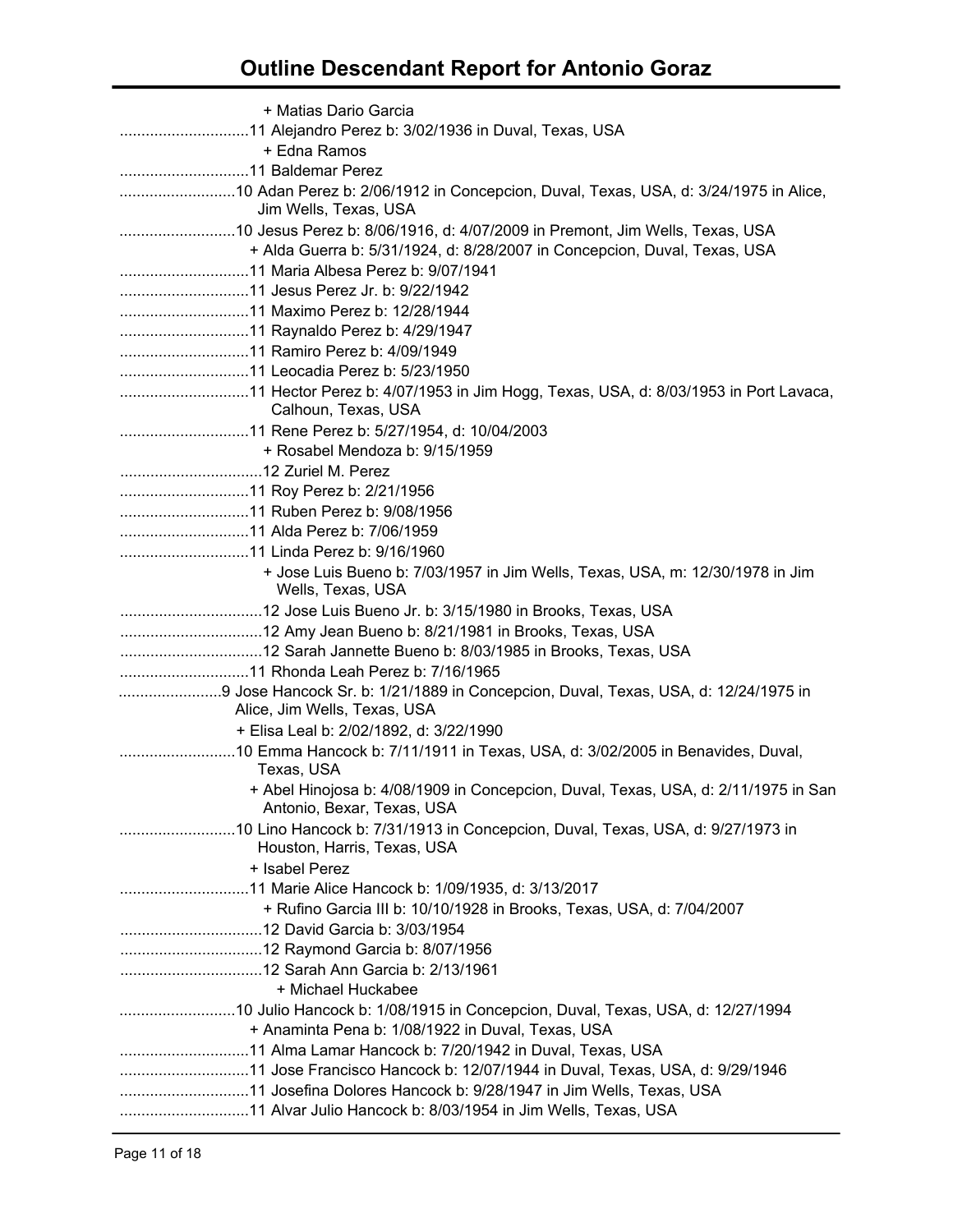# Outline Descendant Report for Antonio Goraz

+ Matias Dario Garcia
..............................11 Alejandro Perez b: 3/02/1936 in Duval, Texas, USA
+ Edna Ramos
..............................11 Baldemar Perez
...........................10 Adan Perez b: 2/06/1912 in Concepcion, Duval, Texas, USA, d: 3/24/1975 in Alice, Jim Wells, Texas, USA
...........................10 Jesus Perez b: 8/06/1916, d: 4/07/2009 in Premont, Jim Wells, Texas, USA
+ Alda Guerra b: 5/31/1924, d: 8/28/2007 in Concepcion, Duval, Texas, USA
..............................11 Maria Albesa Perez b: 9/07/1941
..............................11 Jesus Perez Jr. b: 9/22/1942
..............................11 Maximo Perez b: 12/28/1944
..............................11 Raynaldo Perez b: 4/29/1947
..............................11 Ramiro Perez b: 4/09/1949
..............................11 Leocadia Perez b: 5/23/1950
..............................11 Hector Perez b: 4/07/1953 in Jim Hogg, Texas, USA, d: 8/03/1953 in Port Lavaca, Calhoun, Texas, USA
..............................11 Rene Perez b: 5/27/1954, d: 10/04/2003
+ Rosabel Mendoza b: 9/15/1959
.................................12 Zuriel M. Perez
..............................11 Roy Perez b: 2/21/1956
..............................11 Ruben Perez b: 9/08/1956
..............................11 Alda Perez b: 7/06/1959
..............................11 Linda Perez b: 9/16/1960
+ Jose Luis Bueno b: 7/03/1957 in Jim Wells, Texas, USA, m: 12/30/1978 in Jim Wells, Texas, USA
.................................12 Jose Luis Bueno Jr. b: 3/15/1980 in Brooks, Texas, USA
.................................12 Amy Jean Bueno b: 8/21/1981 in Brooks, Texas, USA
.................................12 Sarah Jannette Bueno b: 8/03/1985 in Brooks, Texas, USA
..............................11 Rhonda Leah Perez b: 7/16/1965
........................9 Jose Hancock Sr. b: 1/21/1889 in Concepcion, Duval, Texas, USA, d: 12/24/1975 in Alice, Jim Wells, Texas, USA
+ Elisa Leal b: 2/02/1892, d: 3/22/1990
...........................10 Emma Hancock b: 7/11/1911 in Texas, USA, d: 3/02/2005 in Benavides, Duval, Texas, USA
+ Abel Hinojosa b: 4/08/1909 in Concepcion, Duval, Texas, USA, d: 2/11/1975 in San Antonio, Bexar, Texas, USA
...........................10 Lino Hancock b: 7/31/1913 in Concepcion, Duval, Texas, USA, d: 9/27/1973 in Houston, Harris, Texas, USA
+ Isabel Perez
..............................11 Marie Alice Hancock b: 1/09/1935, d: 3/13/2017
+ Rufino Garcia III b: 10/10/1928 in Brooks, Texas, USA, d: 7/04/2007
.................................12 David Garcia b: 3/03/1954
.................................12 Raymond Garcia b: 8/07/1956
.................................12 Sarah Ann Garcia b: 2/13/1961
+ Michael Huckabee
...........................10 Julio Hancock b: 1/08/1915 in Concepcion, Duval, Texas, USA, d: 12/27/1994
+ Anaminta Pena b: 1/08/1922 in Duval, Texas, USA
..............................11 Alma Lamar Hancock b: 7/20/1942 in Duval, Texas, USA
..............................11 Jose Francisco Hancock b: 12/07/1944 in Duval, Texas, USA, d: 9/29/1946
..............................11 Josefina Dolores Hancock b: 9/28/1947 in Jim Wells, Texas, USA
..............................11 Alvar Julio Hancock b: 8/03/1954 in Jim Wells, Texas, USA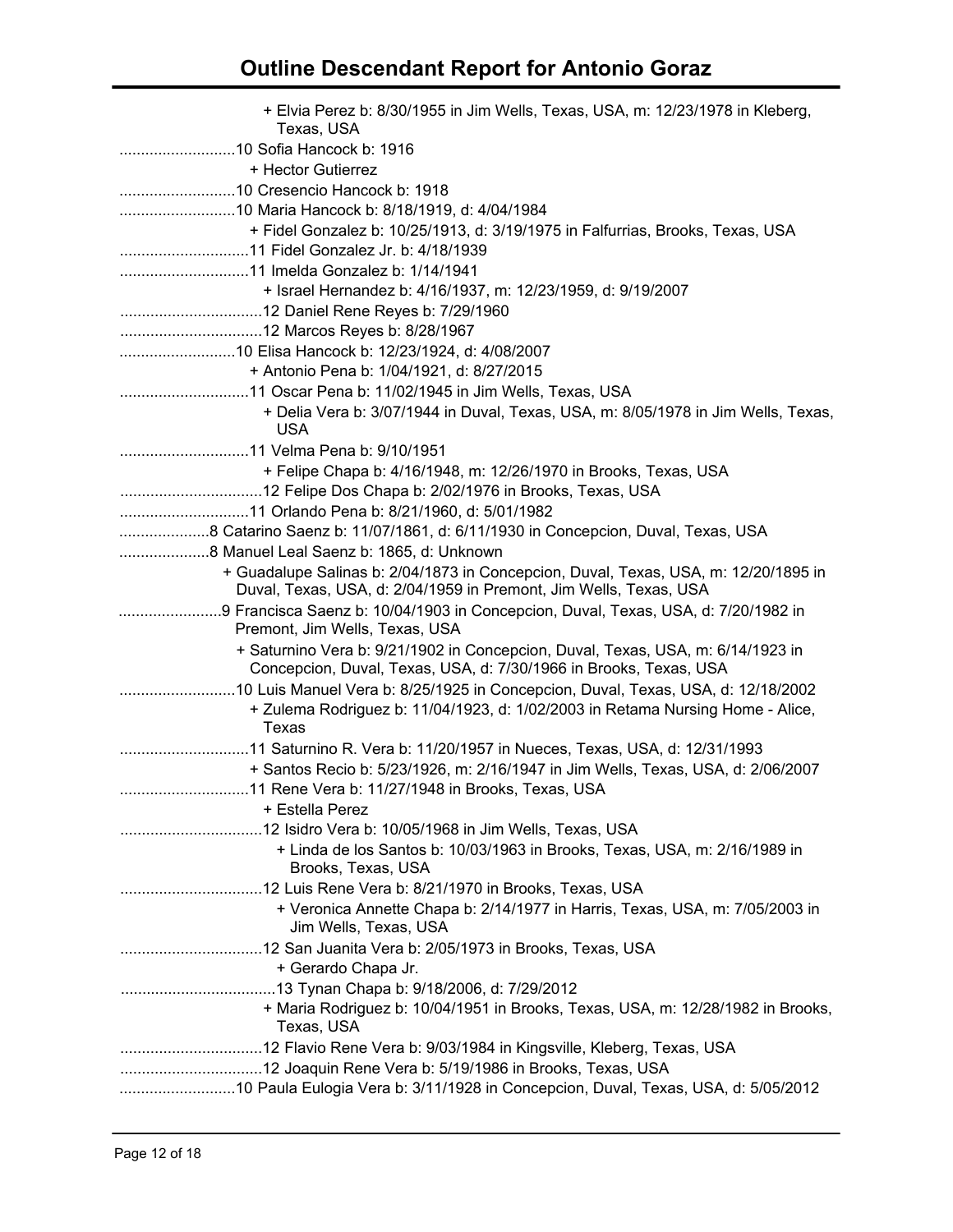# Outline Descendant Report for Antonio Goraz

+ Elvia Perez b: 8/30/1955 in Jim Wells, Texas, USA, m: 12/23/1978 in Kleberg, Texas, USA

...........................10 Sofia Hancock b: 1916

+ Hector Gutierrez

...........................10 Cresencio Hancock b: 1918

...........................10 Maria Hancock b: 8/18/1919, d: 4/04/1984

+ Fidel Gonzalez b: 10/25/1913, d: 3/19/1975 in Falfurrias, Brooks, Texas, USA

..............................11 Fidel Gonzalez Jr. b: 4/18/1939

..............................11 Imelda Gonzalez b: 1/14/1941

+ Israel Hernandez b: 4/16/1937, m: 12/23/1959, d: 9/19/2007

.................................12 Daniel Rene Reyes b: 7/29/1960

.................................12 Marcos Reyes b: 8/28/1967

...........................10 Elisa Hancock b: 12/23/1924, d: 4/08/2007

+ Antonio Pena b: 1/04/1921, d: 8/27/2015

..............................11 Oscar Pena b: 11/02/1945 in Jim Wells, Texas, USA

+ Delia Vera b: 3/07/1944 in Duval, Texas, USA, m: 8/05/1978 in Jim Wells, Texas, USA

..............................11 Velma Pena b: 9/10/1951

+ Felipe Chapa b: 4/16/1948, m: 12/26/1970 in Brooks, Texas, USA

.................................12 Felipe Dos Chapa b: 2/02/1976 in Brooks, Texas, USA

..............................11 Orlando Pena b: 8/21/1960, d: 5/01/1982

.....................8 Catarino Saenz b: 11/07/1861, d: 6/11/1930 in Concepcion, Duval, Texas, USA

.....................8 Manuel Leal Saenz b: 1865, d: Unknown

+ Guadalupe Salinas b: 2/04/1873 in Concepcion, Duval, Texas, USA, m: 12/20/1895 in Duval, Texas, USA, d: 2/04/1959 in Premont, Jim Wells, Texas, USA

........................9 Francisca Saenz b: 10/04/1903 in Concepcion, Duval, Texas, USA, d: 7/20/1982 in Premont, Jim Wells, Texas, USA

+ Saturnino Vera b: 9/21/1902 in Concepcion, Duval, Texas, USA, m: 6/14/1923 in Concepcion, Duval, Texas, USA, d: 7/30/1966 in Brooks, Texas, USA

...........................10 Luis Manuel Vera b: 8/25/1925 in Concepcion, Duval, Texas, USA, d: 12/18/2002

+ Zulema Rodriguez b: 11/04/1923, d: 1/02/2003 in Retama Nursing Home - Alice, Texas

..............................11 Saturnino R. Vera b: 11/20/1957 in Nueces, Texas, USA, d: 12/31/1993

+ Santos Recio b: 5/23/1926, m: 2/16/1947 in Jim Wells, Texas, USA, d: 2/06/2007

..............................11 Rene Vera b: 11/27/1948 in Brooks, Texas, USA

+ Estella Perez

.................................12 Isidro Vera b: 10/05/1968 in Jim Wells, Texas, USA

+ Linda de los Santos b: 10/03/1963 in Brooks, Texas, USA, m: 2/16/1989 in Brooks, Texas, USA

.................................12 Luis Rene Vera b: 8/21/1970 in Brooks, Texas, USA

+ Veronica Annette Chapa b: 2/14/1977 in Harris, Texas, USA, m: 7/05/2003 in Jim Wells, Texas, USA

.................................12 San Juanita Vera b: 2/05/1973 in Brooks, Texas, USA

+ Gerardo Chapa Jr.

....................................13 Tynan Chapa b: 9/18/2006, d: 7/29/2012

+ Maria Rodriguez b: 10/04/1951 in Brooks, Texas, USA, m: 12/28/1982 in Brooks, Texas, USA

.................................12 Flavio Rene Vera b: 9/03/1984 in Kingsville, Kleberg, Texas, USA

.................................12 Joaquin Rene Vera b: 5/19/1986 in Brooks, Texas, USA

...........................10 Paula Eulogia Vera b: 3/11/1928 in Concepcion, Duval, Texas, USA, d: 5/05/2012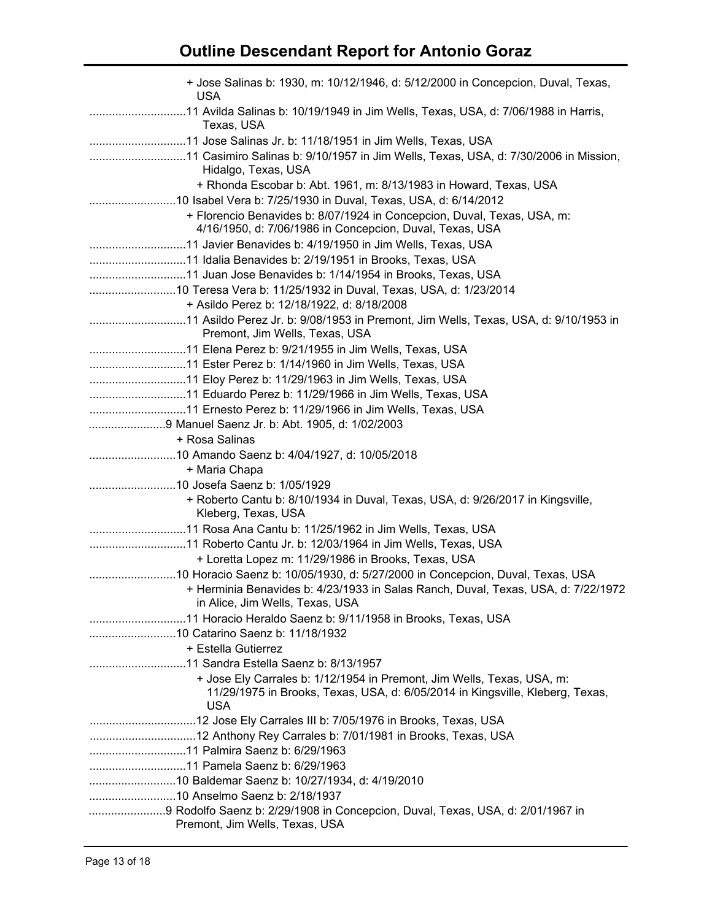# Outline Descendant Report for Antonio Goraz

+ Jose Salinas b: 1930, m: 10/12/1946, d: 5/12/2000 in Concepcion, Duval, Texas, USA

..............................11 Avilda Salinas b: 10/19/1949 in Jim Wells, Texas, USA, d: 7/06/1988 in Harris, Texas, USA

..............................11 Jose Salinas Jr. b: 11/18/1951 in Jim Wells, Texas, USA

..............................11 Casimiro Salinas b: 9/10/1957 in Jim Wells, Texas, USA, d: 7/30/2006 in Mission, Hidalgo, Texas, USA

+ Rhonda Escobar b: Abt. 1961, m: 8/13/1983 in Howard, Texas, USA

...........................10 Isabel Vera b: 7/25/1930 in Duval, Texas, USA, d: 6/14/2012

+ Florencio Benavides b: 8/07/1924 in Concepcion, Duval, Texas, USA, m: 4/16/1950, d: 7/06/1986 in Concepcion, Duval, Texas, USA

..............................11 Javier Benavides b: 4/19/1950 in Jim Wells, Texas, USA

..............................11 Idalia Benavides b: 2/19/1951 in Brooks, Texas, USA

..............................11 Juan Jose Benavides b: 1/14/1954 in Brooks, Texas, USA

...........................10 Teresa Vera b: 11/25/1932 in Duval, Texas, USA, d: 1/23/2014

+ Asildo Perez b: 12/18/1922, d: 8/18/2008

..............................11 Asildo Perez Jr. b: 9/08/1953 in Premont, Jim Wells, Texas, USA, d: 9/10/1953 in Premont, Jim Wells, Texas, USA

..............................11 Elena Perez b: 9/21/1955 in Jim Wells, Texas, USA

..............................11 Ester Perez b: 1/14/1960 in Jim Wells, Texas, USA

..............................11 Eloy Perez b: 11/29/1963 in Jim Wells, Texas, USA

..............................11 Eduardo Perez b: 11/29/1966 in Jim Wells, Texas, USA

..............................11 Ernesto Perez b: 11/29/1966 in Jim Wells, Texas, USA

........................9 Manuel Saenz Jr. b: Abt. 1905, d: 1/02/2003

+ Rosa Salinas

...........................10 Amando Saenz b: 4/04/1927, d: 10/05/2018

+ Maria Chapa

...........................10 Josefa Saenz b: 1/05/1929

+ Roberto Cantu b: 8/10/1934 in Duval, Texas, USA, d: 9/26/2017 in Kingsville, Kleberg, Texas, USA

..............................11 Rosa Ana Cantu b: 11/25/1962 in Jim Wells, Texas, USA

..............................11 Roberto Cantu Jr. b: 12/03/1964 in Jim Wells, Texas, USA

+ Loretta Lopez m: 11/29/1986 in Brooks, Texas, USA

...........................10 Horacio Saenz b: 10/05/1930, d: 5/27/2000 in Concepcion, Duval, Texas, USA

+ Herminia Benavides b: 4/23/1933 in Salas Ranch, Duval, Texas, USA, d: 7/22/1972 in Alice, Jim Wells, Texas, USA

..............................11 Horacio Heraldo Saenz b: 9/11/1958 in Brooks, Texas, USA

...........................10 Catarino Saenz b: 11/18/1932

+ Estella Gutierrez

..............................11 Sandra Estella Saenz b: 8/13/1957

+ Jose Ely Carrales b: 1/12/1954 in Premont, Jim Wells, Texas, USA, m: 11/29/1975 in Brooks, Texas, USA, d: 6/05/2014 in Kingsville, Kleberg, Texas, USA

.................................12 Jose Ely Carrales III b: 7/05/1976 in Brooks, Texas, USA

.................................12 Anthony Rey Carrales b: 7/01/1981 in Brooks, Texas, USA

..............................11 Palmira Saenz b: 6/29/1963

..............................11 Pamela Saenz b: 6/29/1963

...........................10 Baldemar Saenz b: 10/27/1934, d: 4/19/2010

...........................10 Anselmo Saenz b: 2/18/1937

........................9 Rodolfo Saenz b: 2/29/1908 in Concepcion, Duval, Texas, USA, d: 2/01/1967 in Premont, Jim Wells, Texas, USA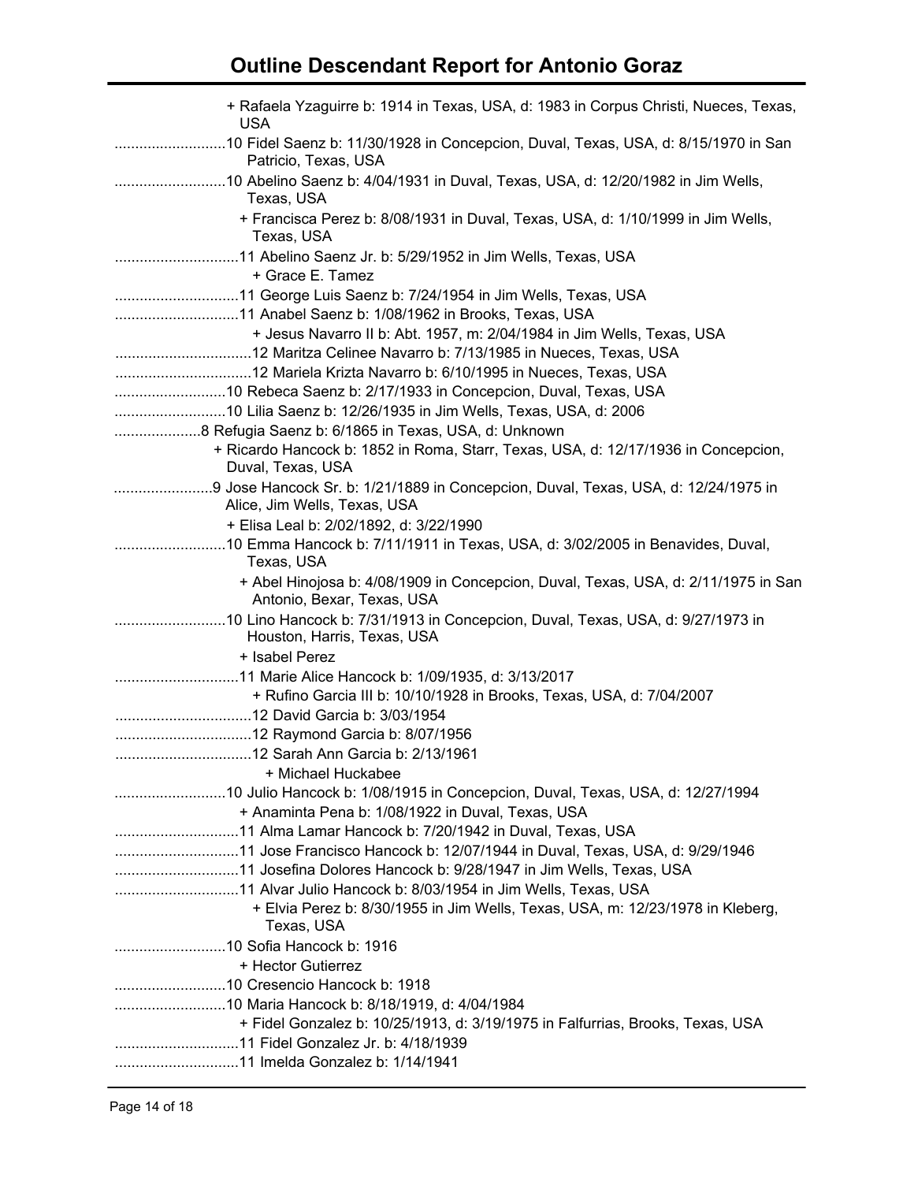# Outline Descendant Report for Antonio Goraz

+ Rafaela Yzaguirre b: 1914 in Texas, USA, d: 1983 in Corpus Christi, Nueces, Texas, USA

...........................10 Fidel Saenz b: 11/30/1928 in Concepcion, Duval, Texas, USA, d: 8/15/1970 in San Patricio, Texas, USA

...........................10 Abelino Saenz b: 4/04/1931 in Duval, Texas, USA, d: 12/20/1982 in Jim Wells, Texas, USA

+ Francisca Perez b: 8/08/1931 in Duval, Texas, USA, d: 1/10/1999 in Jim Wells, Texas, USA

..............................11 Abelino Saenz Jr. b: 5/29/1952 in Jim Wells, Texas, USA

+ Grace E. Tamez

..............................11 George Luis Saenz b: 7/24/1954 in Jim Wells, Texas, USA

..............................11 Anabel Saenz b: 1/08/1962 in Brooks, Texas, USA

+ Jesus Navarro II b: Abt. 1957, m: 2/04/1984 in Jim Wells, Texas, USA

.................................12 Maritza Celinee Navarro b: 7/13/1985 in Nueces, Texas, USA

.................................12 Mariela Krizta Navarro b: 6/10/1995 in Nueces, Texas, USA

...........................10 Rebeca Saenz b: 2/17/1933 in Concepcion, Duval, Texas, USA

...........................10 Lilia Saenz b: 12/26/1935 in Jim Wells, Texas, USA, d: 2006

.....................8 Refugia Saenz b: 6/1865 in Texas, USA, d: Unknown

+ Ricardo Hancock b: 1852 in Roma, Starr, Texas, USA, d: 12/17/1936 in Concepcion, Duval, Texas, USA

........................9 Jose Hancock Sr. b: 1/21/1889 in Concepcion, Duval, Texas, USA, d: 12/24/1975 in Alice, Jim Wells, Texas, USA

+ Elisa Leal b: 2/02/1892, d: 3/22/1990

...........................10 Emma Hancock b: 7/11/1911 in Texas, USA, d: 3/02/2005 in Benavides, Duval, Texas, USA

+ Abel Hinojosa b: 4/08/1909 in Concepcion, Duval, Texas, USA, d: 2/11/1975 in San Antonio, Bexar, Texas, USA

...........................10 Lino Hancock b: 7/31/1913 in Concepcion, Duval, Texas, USA, d: 9/27/1973 in Houston, Harris, Texas, USA

+ Isabel Perez

..............................11 Marie Alice Hancock b: 1/09/1935, d: 3/13/2017

+ Rufino Garcia III b: 10/10/1928 in Brooks, Texas, USA, d: 7/04/2007

.................................12 David Garcia b: 3/03/1954

.................................12 Raymond Garcia b: 8/07/1956

.................................12 Sarah Ann Garcia b: 2/13/1961

+ Michael Huckabee

...........................10 Julio Hancock b: 1/08/1915 in Concepcion, Duval, Texas, USA, d: 12/27/1994

+ Anaminta Pena b: 1/08/1922 in Duval, Texas, USA

..............................11 Alma Lamar Hancock b: 7/20/1942 in Duval, Texas, USA

..............................11 Jose Francisco Hancock b: 12/07/1944 in Duval, Texas, USA, d: 9/29/1946

..............................11 Josefina Dolores Hancock b: 9/28/1947 in Jim Wells, Texas, USA

..............................11 Alvar Julio Hancock b: 8/03/1954 in Jim Wells, Texas, USA

+ Elvia Perez b: 8/30/1955 in Jim Wells, Texas, USA, m: 12/23/1978 in Kleberg, Texas, USA

...........................10 Sofia Hancock b: 1916

+ Hector Gutierrez

...........................10 Cresencio Hancock b: 1918

...........................10 Maria Hancock b: 8/18/1919, d: 4/04/1984

+ Fidel Gonzalez b: 10/25/1913, d: 3/19/1975 in Falfurrias, Brooks, Texas, USA

..............................11 Fidel Gonzalez Jr. b: 4/18/1939

..............................11 Imelda Gonzalez b: 1/14/1941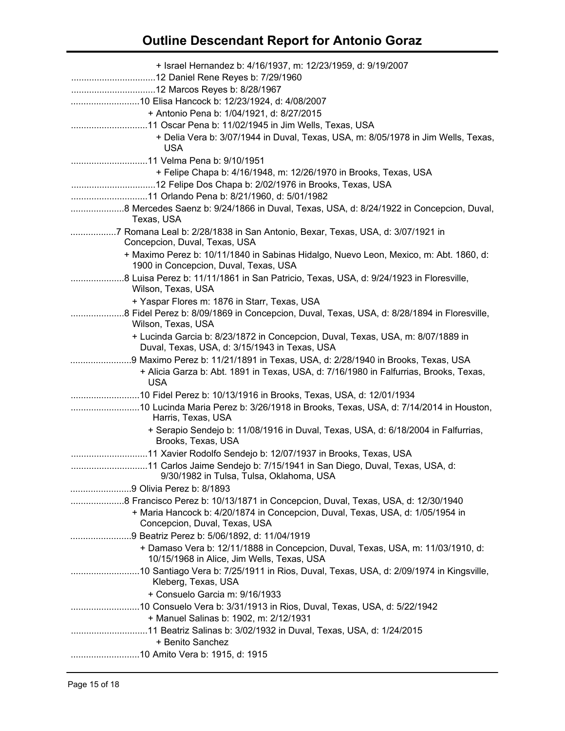# Outline Descendant Report for Antonio Goraz

+ Israel Hernandez b: 4/16/1937, m: 12/23/1959, d: 9/19/2007

.................................12 Daniel Rene Reyes b: 7/29/1960

.................................12 Marcos Reyes b: 8/28/1967

...........................10 Elisa Hancock b: 12/23/1924, d: 4/08/2007

+ Antonio Pena b: 1/04/1921, d: 8/27/2015

..............................11 Oscar Pena b: 11/02/1945 in Jim Wells, Texas, USA

+ Delia Vera b: 3/07/1944 in Duval, Texas, USA, m: 8/05/1978 in Jim Wells, Texas, USA

..............................11 Velma Pena b: 9/10/1951

+ Felipe Chapa b: 4/16/1948, m: 12/26/1970 in Brooks, Texas, USA

.................................12 Felipe Dos Chapa b: 2/02/1976 in Brooks, Texas, USA

..............................11 Orlando Pena b: 8/21/1960, d: 5/01/1982

.....................8 Mercedes Saenz b: 9/24/1866 in Duval, Texas, USA, d: 8/24/1922 in Concepcion, Duval, Texas, USA

..................7 Romana Leal b: 2/28/1838 in San Antonio, Bexar, Texas, USA, d: 3/07/1921 in Concepcion, Duval, Texas, USA

+ Maximo Perez b: 10/11/1840 in Sabinas Hidalgo, Nuevo Leon, Mexico, m: Abt. 1860, d: 1900 in Concepcion, Duval, Texas, USA

.....................8 Luisa Perez b: 11/11/1861 in San Patricio, Texas, USA, d: 9/24/1923 in Floresville, Wilson, Texas, USA

+ Yaspar Flores m: 1876 in Starr, Texas, USA

.....................8 Fidel Perez b: 8/09/1869 in Concepcion, Duval, Texas, USA, d: 8/28/1894 in Floresville, Wilson, Texas, USA

+ Lucinda Garcia b: 8/23/1872 in Concepcion, Duval, Texas, USA, m: 8/07/1889 in Duval, Texas, USA, d: 3/15/1943 in Texas, USA

........................9 Maximo Perez b: 11/21/1891 in Texas, USA, d: 2/28/1940 in Brooks, Texas, USA

+ Alicia Garza b: Abt. 1891 in Texas, USA, d: 7/16/1980 in Falfurrias, Brooks, Texas, USA

...........................10 Fidel Perez b: 10/13/1916 in Brooks, Texas, USA, d: 12/01/1934

...........................10 Lucinda Maria Perez b: 3/26/1918 in Brooks, Texas, USA, d: 7/14/2014 in Houston, Harris, Texas, USA

+ Serapio Sendejo b: 11/08/1916 in Duval, Texas, USA, d: 6/18/2004 in Falfurrias, Brooks, Texas, USA

..............................11 Xavier Rodolfo Sendejo b: 12/07/1937 in Brooks, Texas, USA

..............................11 Carlos Jaime Sendejo b: 7/15/1941 in San Diego, Duval, Texas, USA, d: 9/30/1982 in Tulsa, Tulsa, Oklahoma, USA

........................9 Olivia Perez b: 8/1893

.....................8 Francisco Perez b: 10/13/1871 in Concepcion, Duval, Texas, USA, d: 12/30/1940

+ Maria Hancock b: 4/20/1874 in Concepcion, Duval, Texas, USA, d: 1/05/1954 in Concepcion, Duval, Texas, USA

........................9 Beatriz Perez b: 5/06/1892, d: 11/04/1919

+ Damaso Vera b: 12/11/1888 in Concepcion, Duval, Texas, USA, m: 11/03/1910, d: 10/15/1968 in Alice, Jim Wells, Texas, USA

...........................10 Santiago Vera b: 7/25/1911 in Rios, Duval, Texas, USA, d: 2/09/1974 in Kingsville, Kleberg, Texas, USA

+ Consuelo Garcia m: 9/16/1933

...........................10 Consuelo Vera b: 3/31/1913 in Rios, Duval, Texas, USA, d: 5/22/1942

+ Manuel Salinas b: 1902, m: 2/12/1931

..............................11 Beatriz Salinas b: 3/02/1932 in Duval, Texas, USA, d: 1/24/2015

+ Benito Sanchez

...........................10 Amito Vera b: 1915, d: 1915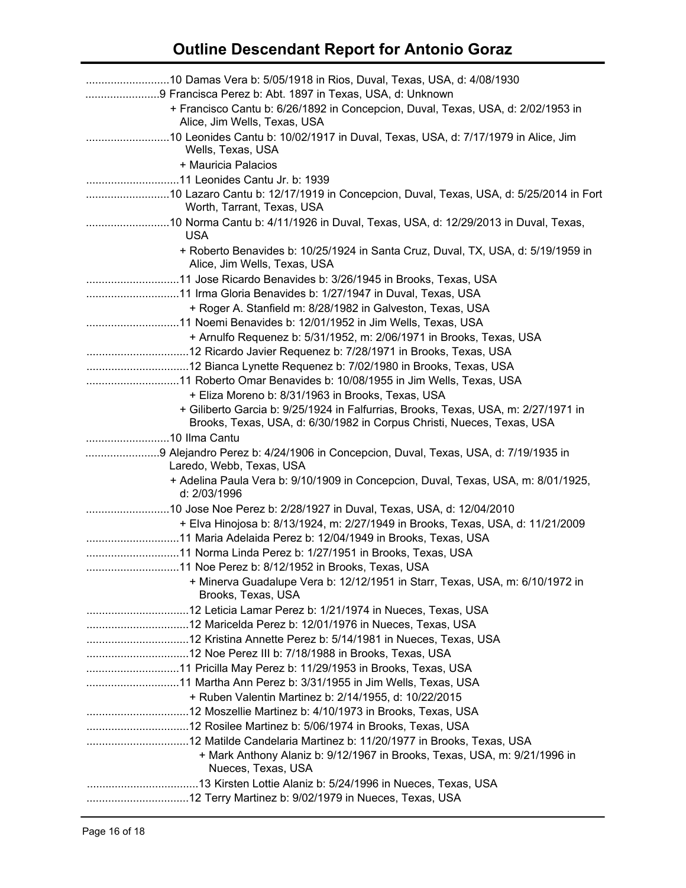# Outline Descendant Report for Antonio Goraz

...........................10 Damas Vera b: 5/05/1918 in Rios, Duval, Texas, USA, d: 4/08/1930

........................9 Francisca Perez b: Abt. 1897 in Texas, USA, d: Unknown

+ Francisco Cantu b: 6/26/1892 in Concepcion, Duval, Texas, USA, d: 2/02/1953 in Alice, Jim Wells, Texas, USA

...........................10 Leonides Cantu b: 10/02/1917 in Duval, Texas, USA, d: 7/17/1979 in Alice, Jim Wells, Texas, USA

+ Mauricia Palacios

..............................11 Leonides Cantu Jr. b: 1939

...........................10 Lazaro Cantu b: 12/17/1919 in Concepcion, Duval, Texas, USA, d: 5/25/2014 in Fort Worth, Tarrant, Texas, USA

...........................10 Norma Cantu b: 4/11/1926 in Duval, Texas, USA, d: 12/29/2013 in Duval, Texas, USA

+ Roberto Benavides b: 10/25/1924 in Santa Cruz, Duval, TX, USA, d: 5/19/1959 in Alice, Jim Wells, Texas, USA

..............................11 Jose Ricardo Benavides b: 3/26/1945 in Brooks, Texas, USA

..............................11 Irma Gloria Benavides b: 1/27/1947 in Duval, Texas, USA

+ Roger A. Stanfield m: 8/28/1982 in Galveston, Texas, USA

..............................11 Noemi Benavides b: 12/01/1952 in Jim Wells, Texas, USA

+ Arnulfo Requenez b: 5/31/1952, m: 2/06/1971 in Brooks, Texas, USA

.................................12 Ricardo Javier Requenez b: 7/28/1971 in Brooks, Texas, USA

.................................12 Bianca Lynette Requenez b: 7/02/1980 in Brooks, Texas, USA

..............................11 Roberto Omar Benavides b: 10/08/1955 in Jim Wells, Texas, USA

+ Eliza Moreno b: 8/31/1963 in Brooks, Texas, USA

+ Giliberto Garcia b: 9/25/1924 in Falfurrias, Brooks, Texas, USA, m: 2/27/1971 in Brooks, Texas, USA, d: 6/30/1982 in Corpus Christi, Nueces, Texas, USA

...........................10 Ilma Cantu

........................9 Alejandro Perez b: 4/24/1906 in Concepcion, Duval, Texas, USA, d: 7/19/1935 in Laredo, Webb, Texas, USA

+ Adelina Paula Vera b: 9/10/1909 in Concepcion, Duval, Texas, USA, m: 8/01/1925, d: 2/03/1996

...........................10 Jose Noe Perez b: 2/28/1927 in Duval, Texas, USA, d: 12/04/2010

+ Elva Hinojosa b: 8/13/1924, m: 2/27/1949 in Brooks, Texas, USA, d: 11/21/2009

..............................11 Maria Adelaida Perez b: 12/04/1949 in Brooks, Texas, USA

..............................11 Norma Linda Perez b: 1/27/1951 in Brooks, Texas, USA

..............................11 Noe Perez b: 8/12/1952 in Brooks, Texas, USA

+ Minerva Guadalupe Vera b: 12/12/1951 in Starr, Texas, USA, m: 6/10/1972 in Brooks, Texas, USA

.................................12 Leticia Lamar Perez b: 1/21/1974 in Nueces, Texas, USA

.................................12 Maricelda Perez b: 12/01/1976 in Nueces, Texas, USA

.................................12 Kristina Annette Perez b: 5/14/1981 in Nueces, Texas, USA

.................................12 Noe Perez III b: 7/18/1988 in Brooks, Texas, USA

..............................11 Pricilla May Perez b: 11/29/1953 in Brooks, Texas, USA

..............................11 Martha Ann Perez b: 3/31/1955 in Jim Wells, Texas, USA

+ Ruben Valentin Martinez b: 2/14/1955, d: 10/22/2015

.................................12 Moszellie Martinez b: 4/10/1973 in Brooks, Texas, USA

.................................12 Rosilee Martinez b: 5/06/1974 in Brooks, Texas, USA

.................................12 Matilde Candelaria Martinez b: 11/20/1977 in Brooks, Texas, USA

+ Mark Anthony Alaniz b: 9/12/1967 in Brooks, Texas, USA, m: 9/21/1996 in Nueces, Texas, USA

....................................13 Kirsten Lottie Alaniz b: 5/24/1996 in Nueces, Texas, USA

.................................12 Terry Martinez b: 9/02/1979 in Nueces, Texas, USA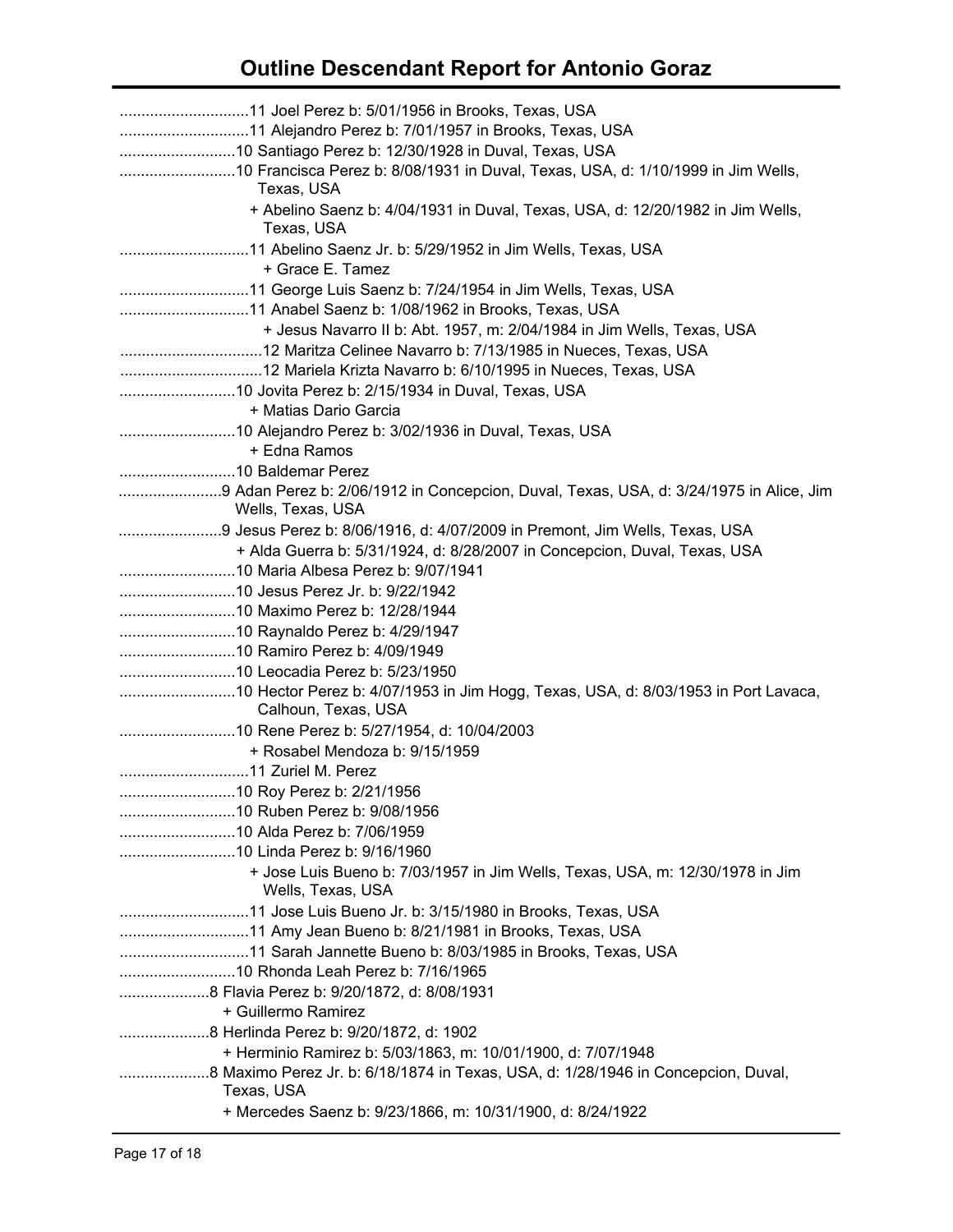# Outline Descendant Report for Antonio Goraz

..............................11 Joel Perez b: 5/01/1956 in Brooks, Texas, USA
..............................11 Alejandro Perez b: 7/01/1957 in Brooks, Texas, USA
...........................10 Santiago Perez b: 12/30/1928 in Duval, Texas, USA
...........................10 Francisca Perez b: 8/08/1931 in Duval, Texas, USA, d: 1/10/1999 in Jim Wells, Texas, USA
+ Abelino Saenz b: 4/04/1931 in Duval, Texas, USA, d: 12/20/1982 in Jim Wells, Texas, USA
..............................11 Abelino Saenz Jr. b: 5/29/1952 in Jim Wells, Texas, USA
+ Grace E. Tamez
..............................11 George Luis Saenz b: 7/24/1954 in Jim Wells, Texas, USA
..............................11 Anabel Saenz b: 1/08/1962 in Brooks, Texas, USA
+ Jesus Navarro II b: Abt. 1957, m: 2/04/1984 in Jim Wells, Texas, USA
.................................12 Maritza Celinee Navarro b: 7/13/1985 in Nueces, Texas, USA
.................................12 Mariela Krizta Navarro b: 6/10/1995 in Nueces, Texas, USA
...........................10 Jovita Perez b: 2/15/1934 in Duval, Texas, USA
+ Matias Dario Garcia
...........................10 Alejandro Perez b: 3/02/1936 in Duval, Texas, USA
+ Edna Ramos
...........................10 Baldemar Perez
........................9 Adan Perez b: 2/06/1912 in Concepcion, Duval, Texas, USA, d: 3/24/1975 in Alice, Jim Wells, Texas, USA
........................9 Jesus Perez b: 8/06/1916, d: 4/07/2009 in Premont, Jim Wells, Texas, USA
+ Alda Guerra b: 5/31/1924, d: 8/28/2007 in Concepcion, Duval, Texas, USA
...........................10 Maria Albesa Perez b: 9/07/1941
...........................10 Jesus Perez Jr. b: 9/22/1942
...........................10 Maximo Perez b: 12/28/1944
...........................10 Raynaldo Perez b: 4/29/1947
...........................10 Ramiro Perez b: 4/09/1949
...........................10 Leocadia Perez b: 5/23/1950
...........................10 Hector Perez b: 4/07/1953 in Jim Hogg, Texas, USA, d: 8/03/1953 in Port Lavaca, Calhoun, Texas, USA
...........................10 Rene Perez b: 5/27/1954, d: 10/04/2003
+ Rosabel Mendoza b: 9/15/1959
..............................11 Zuriel M. Perez
...........................10 Roy Perez b: 2/21/1956
...........................10 Ruben Perez b: 9/08/1956
...........................10 Alda Perez b: 7/06/1959
...........................10 Linda Perez b: 9/16/1960
+ Jose Luis Bueno b: 7/03/1957 in Jim Wells, Texas, USA, m: 12/30/1978 in Jim Wells, Texas, USA
..............................11 Jose Luis Bueno Jr. b: 3/15/1980 in Brooks, Texas, USA
..............................11 Amy Jean Bueno b: 8/21/1981 in Brooks, Texas, USA
..............................11 Sarah Jannette Bueno b: 8/03/1985 in Brooks, Texas, USA
...........................10 Rhonda Leah Perez b: 7/16/1965
.....................8 Flavia Perez b: 9/20/1872, d: 8/08/1931
+ Guillermo Ramirez
.....................8 Herlinda Perez b: 9/20/1872, d: 1902
+ Herminio Ramirez b: 5/03/1863, m: 10/01/1900, d: 7/07/1948
.....................8 Maximo Perez Jr. b: 6/18/1874 in Texas, USA, d: 1/28/1946 in Concepcion, Duval, Texas, USA
+ Mercedes Saenz b: 9/23/1866, m: 10/31/1900, d: 8/24/1922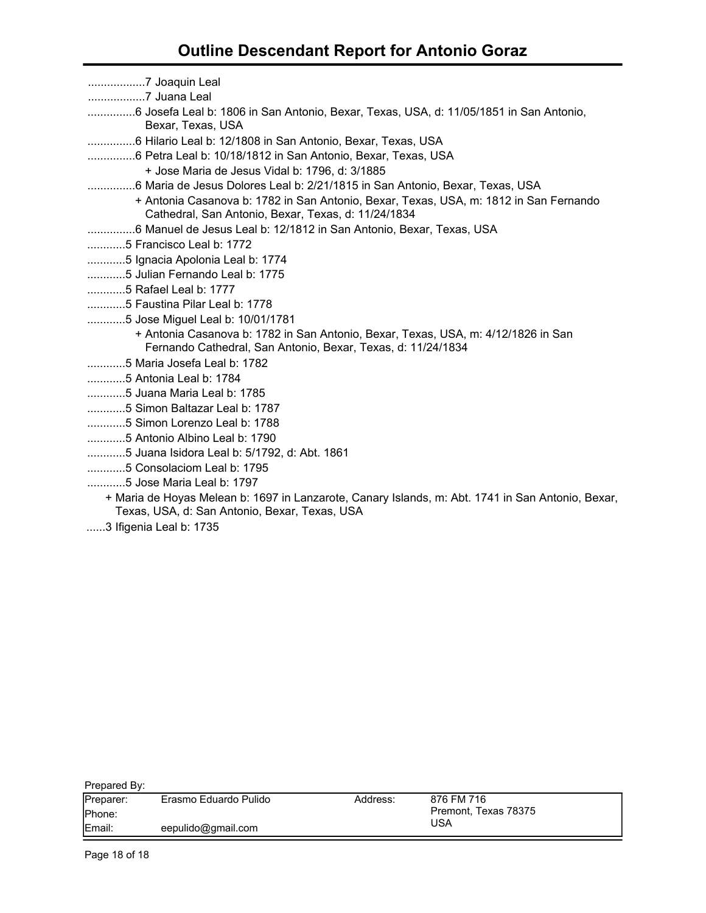# Outline Descendant Report for Antonio Goraz

..................7 Joaquin Leal

..................7 Juana Leal

...............6 Josefa Leal b: 1806 in San Antonio, Bexar, Texas, USA, d: 11/05/1851 in San Antonio, Bexar, Texas, USA

...............6 Hilario Leal b: 12/1808 in San Antonio, Bexar, Texas, USA

...............6 Petra Leal b: 10/18/1812 in San Antonio, Bexar, Texas, USA

+ Jose Maria de Jesus Vidal b: 1796, d: 3/1885

...............6 Maria de Jesus Dolores Leal b: 2/21/1815 in San Antonio, Bexar, Texas, USA

+ Antonia Casanova b: 1782 in San Antonio, Bexar, Texas, USA, m: 1812 in San Fernando Cathedral, San Antonio, Bexar, Texas, d: 11/24/1834

...............6 Manuel de Jesus Leal b: 12/1812 in San Antonio, Bexar, Texas, USA

............5 Francisco Leal b: 1772

............5 Ignacia Apolonia Leal b: 1774

............5 Julian Fernando Leal b: 1775

............5 Rafael Leal b: 1777

............5 Faustina Pilar Leal b: 1778

............5 Jose Miguel Leal b: 10/01/1781

+ Antonia Casanova b: 1782 in San Antonio, Bexar, Texas, USA, m: 4/12/1826 in San Fernando Cathedral, San Antonio, Bexar, Texas, d: 11/24/1834

............5 Maria Josefa Leal b: 1782

............5 Antonia Leal b: 1784

............5 Juana Maria Leal b: 1785

............5 Simon Baltazar Leal b: 1787

............5 Simon Lorenzo Leal b: 1788

............5 Antonio Albino Leal b: 1790

............5 Juana Isidora Leal b: 5/1792, d: Abt. 1861

............5 Consolaciom Leal b: 1795

............5 Jose Maria Leal b: 1797

+ Maria de Hoyas Melean b: 1697 in Lanzarote, Canary Islands, m: Abt. 1741 in San Antonio, Bexar, Texas, USA, d: San Antonio, Bexar, Texas, USA

......3 Ifigenia Leal b: 1735

Prepared By:

| | | | |
|---|---|---|---|
| Preparer: | Erasmo Eduardo Pulido | Address: | 876 FM 716 Premont, Texas 78375 USA |
| Phone: | | | |
| Email: | eepulido@gmail.com | | |